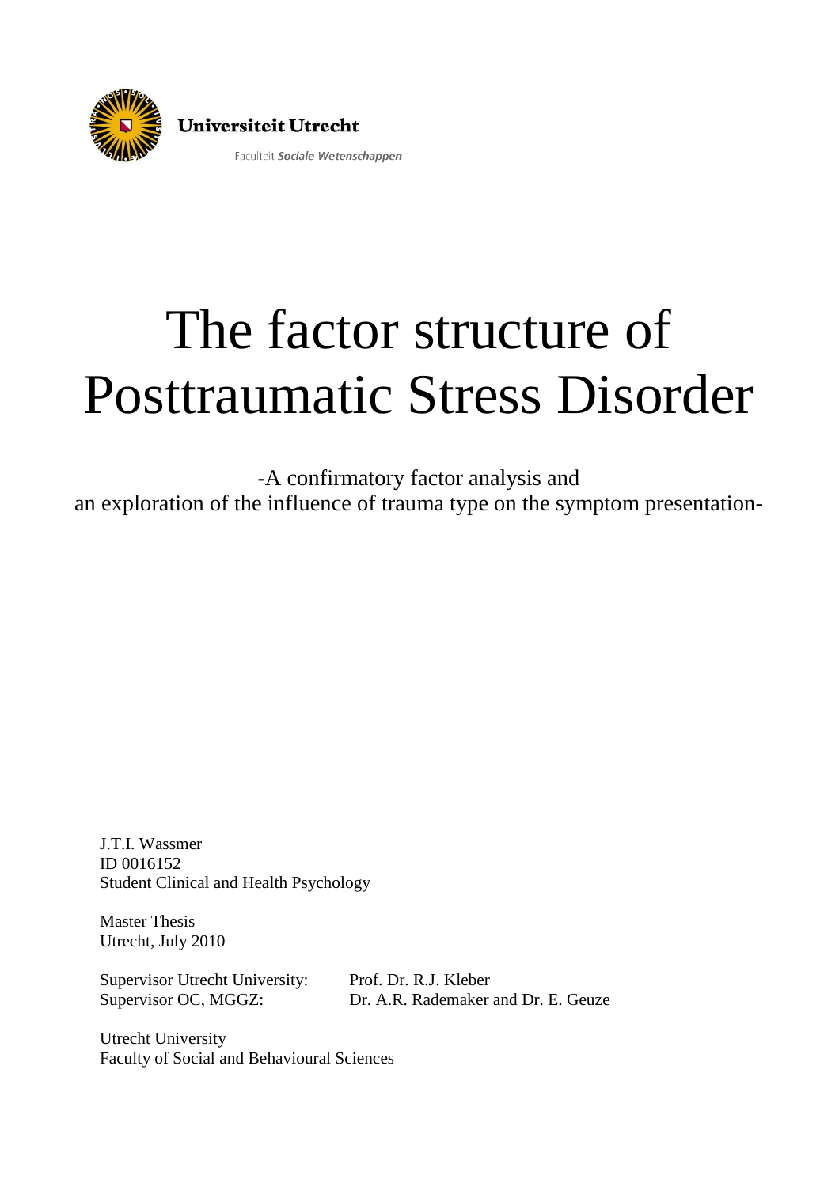Universiteit Utrecht

Faculteit *Sociale Wetenschappen*

# The factor structure of Posttraumatic Stress Disorder

-A confirmatory factor analysis and
an exploration of the influence of trauma type on the symptom presentation-

J.T.I. Wassmer
ID 0016152
Student Clinical and Health Psychology

Master Thesis
Utrecht, July 2010

Supervisor Utrecht University: Prof. Dr. R.J. Kleber
Supervisor OC, MGGZ: Dr. A.R. Rademaker and Dr. E. Geuze

Utrecht University
Faculty of Social and Behavioural Sciences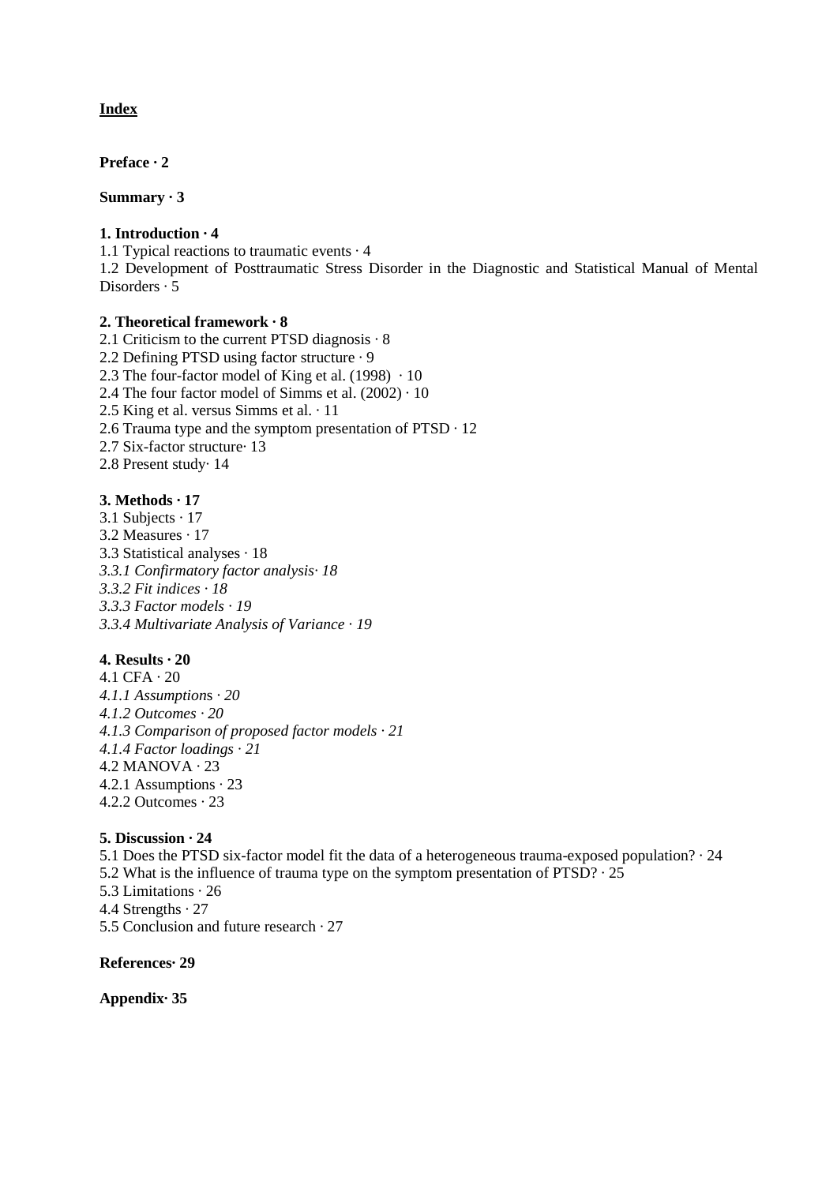**Index**

**Preface · 2**

**Summary · 3**

**1. Introduction · 4**

1.1 Typical reactions to traumatic events · 4

1.2 Development of Posttraumatic Stress Disorder in the Diagnostic and Statistical Manual of Mental Disorders · 5

**2. Theoretical framework · 8**

2.1 Criticism to the current PTSD diagnosis · 8

2.2 Defining PTSD using factor structure · 9

2.3 The four-factor model of King et al. (1998) · 10

2.4 The four factor model of Simms et al. (2002) · 10

2.5 King et al. versus Simms et al. · 11

2.6 Trauma type and the symptom presentation of PTSD · 12

2.7 Six-factor structure· 13

2.8 Present study· 14

**3. Methods · 17**

3.1 Subjects · 17

3.2 Measures · 17

3.3 Statistical analyses · 18

*3.3.1 Confirmatory factor analysis· 18*

*3.3.2 Fit indices · 18*

*3.3.3 Factor models · 19*

*3.3.4 Multivariate Analysis of Variance · 19*

**4. Results · 20**

4.1 CFA · 20

*4.1.1 Assumptions · 20*

*4.1.2 Outcomes · 20*

*4.1.3 Comparison of proposed factor models · 21*

*4.1.4 Factor loadings · 21*

4.2 MANOVA · 23

4.2.1 Assumptions · 23

4.2.2 Outcomes · 23

**5. Discussion · 24**

5.1 Does the PTSD six-factor model fit the data of a heterogeneous trauma-exposed population? · 24

5.2 What is the influence of trauma type on the symptom presentation of PTSD? · 25

5.3 Limitations · 26

4.4 Strengths · 27

5.5 Conclusion and future research · 27

**References· 29**

**Appendix· 35**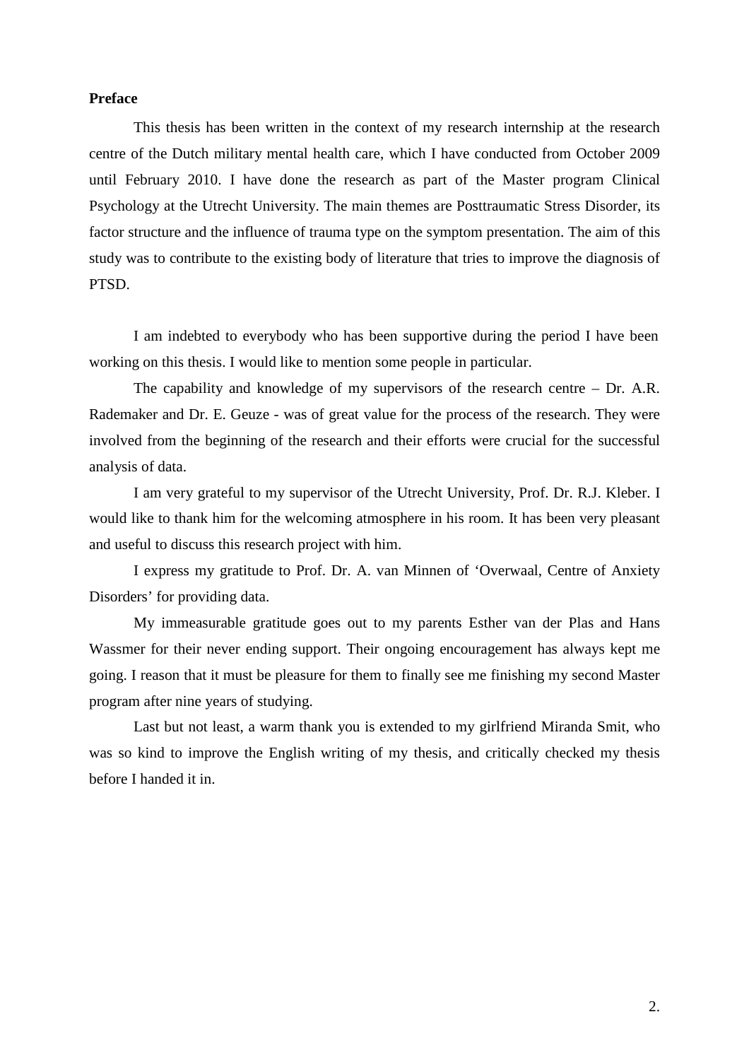**Preface**

This thesis has been written in the context of my research internship at the research centre of the Dutch military mental health care, which I have conducted from October 2009 until February 2010. I have done the research as part of the Master program Clinical Psychology at the Utrecht University. The main themes are Posttraumatic Stress Disorder, its factor structure and the influence of trauma type on the symptom presentation. The aim of this study was to contribute to the existing body of literature that tries to improve the diagnosis of PTSD.

I am indebted to everybody who has been supportive during the period I have been working on this thesis. I would like to mention some people in particular.

The capability and knowledge of my supervisors of the research centre – Dr. A.R. Rademaker and Dr. E. Geuze - was of great value for the process of the research. They were involved from the beginning of the research and their efforts were crucial for the successful analysis of data.

I am very grateful to my supervisor of the Utrecht University, Prof. Dr. R.J. Kleber. I would like to thank him for the welcoming atmosphere in his room. It has been very pleasant and useful to discuss this research project with him.

I express my gratitude to Prof. Dr. A. van Minnen of 'Overwaal, Centre of Anxiety Disorders' for providing data.

My immeasurable gratitude goes out to my parents Esther van der Plas and Hans Wassmer for their never ending support. Their ongoing encouragement has always kept me going. I reason that it must be pleasure for them to finally see me finishing my second Master program after nine years of studying.

Last but not least, a warm thank you is extended to my girlfriend Miranda Smit, who was so kind to improve the English writing of my thesis, and critically checked my thesis before I handed it in.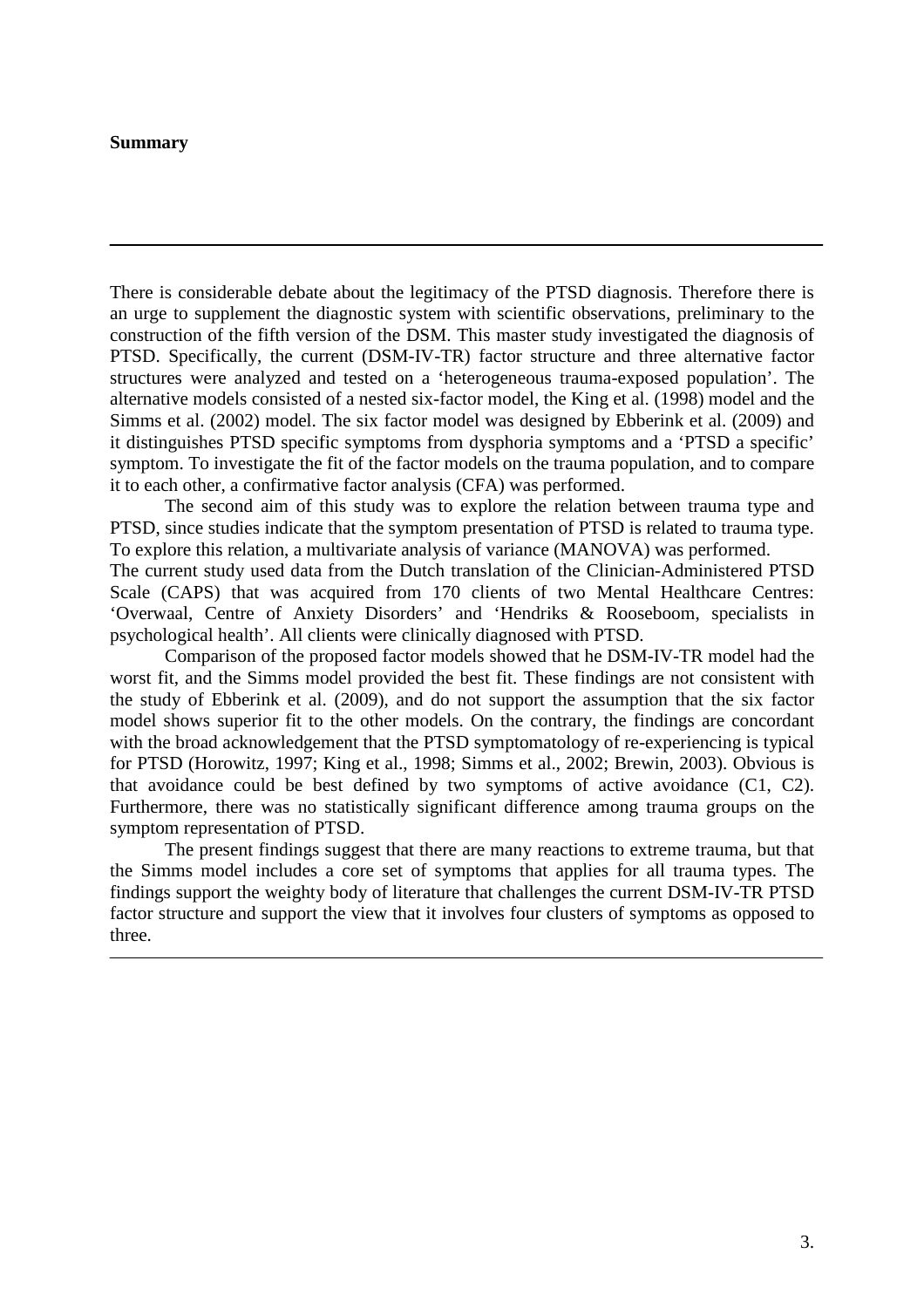**Summary**

---

There is considerable debate about the legitimacy of the PTSD diagnosis. Therefore there is an urge to supplement the diagnostic system with scientific observations, preliminary to the construction of the fifth version of the DSM. This master study investigated the diagnosis of PTSD. Specifically, the current (DSM-IV-TR) factor structure and three alternative factor structures were analyzed and tested on a 'heterogeneous trauma-exposed population'. The alternative models consisted of a nested six-factor model, the King et al. (1998) model and the Simms et al. (2002) model. The six factor model was designed by Ebberink et al. (2009) and it distinguishes PTSD specific symptoms from dysphoria symptoms and a 'PTSD a specific' symptom. To investigate the fit of the factor models on the trauma population, and to compare it to each other, a confirmative factor analysis (CFA) was performed.

The second aim of this study was to explore the relation between trauma type and PTSD, since studies indicate that the symptom presentation of PTSD is related to trauma type. To explore this relation, a multivariate analysis of variance (MANOVA) was performed.

The current study used data from the Dutch translation of the Clinician-Administered PTSD Scale (CAPS) that was acquired from 170 clients of two Mental Healthcare Centres: 'Overwaal, Centre of Anxiety Disorders' and 'Hendriks & Rooseboom, specialists in psychological health'. All clients were clinically diagnosed with PTSD.

Comparison of the proposed factor models showed that he DSM-IV-TR model had the worst fit, and the Simms model provided the best fit. These findings are not consistent with the study of Ebberink et al. (2009), and do not support the assumption that the six factor model shows superior fit to the other models. On the contrary, the findings are concordant with the broad acknowledgement that the PTSD symptomatology of re-experiencing is typical for PTSD (Horowitz, 1997; King et al., 1998; Simms et al., 2002; Brewin, 2003). Obvious is that avoidance could be best defined by two symptoms of active avoidance (C1, C2). Furthermore, there was no statistically significant difference among trauma groups on the symptom representation of PTSD.

The present findings suggest that there are many reactions to extreme trauma, but that the Simms model includes a core set of symptoms that applies for all trauma types. The findings support the weighty body of literature that challenges the current DSM-IV-TR PTSD factor structure and support the view that it involves four clusters of symptoms as opposed to three.

---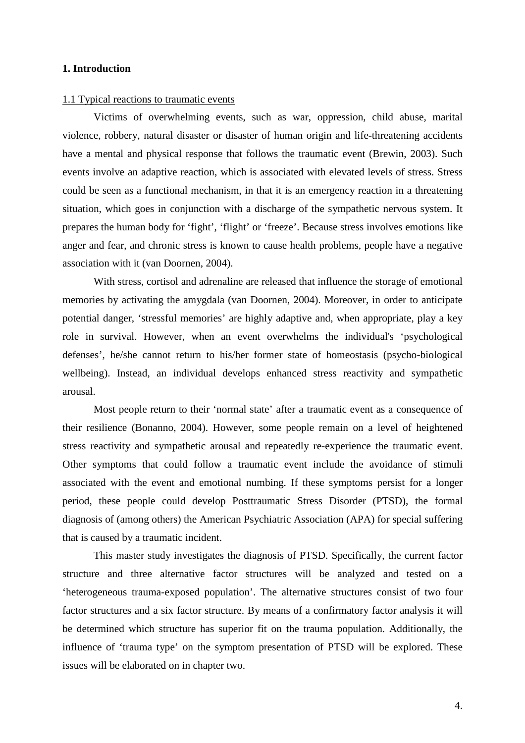# 1. Introduction

## 1.1 Typical reactions to traumatic events

Victims of overwhelming events, such as war, oppression, child abuse, marital violence, robbery, natural disaster or disaster of human origin and life-threatening accidents have a mental and physical response that follows the traumatic event (Brewin, 2003). Such events involve an adaptive reaction, which is associated with elevated levels of stress. Stress could be seen as a functional mechanism, in that it is an emergency reaction in a threatening situation, which goes in conjunction with a discharge of the sympathetic nervous system. It prepares the human body for 'fight', 'flight' or 'freeze'. Because stress involves emotions like anger and fear, and chronic stress is known to cause health problems, people have a negative association with it (van Doornen, 2004).

With stress, cortisol and adrenaline are released that influence the storage of emotional memories by activating the amygdala (van Doornen, 2004). Moreover, in order to anticipate potential danger, 'stressful memories' are highly adaptive and, when appropriate, play a key role in survival. However, when an event overwhelms the individual's 'psychological defenses', he/she cannot return to his/her former state of homeostasis (psycho-biological wellbeing). Instead, an individual develops enhanced stress reactivity and sympathetic arousal.

Most people return to their 'normal state' after a traumatic event as a consequence of their resilience (Bonanno, 2004). However, some people remain on a level of heightened stress reactivity and sympathetic arousal and repeatedly re-experience the traumatic event. Other symptoms that could follow a traumatic event include the avoidance of stimuli associated with the event and emotional numbing. If these symptoms persist for a longer period, these people could develop Posttraumatic Stress Disorder (PTSD), the formal diagnosis of (among others) the American Psychiatric Association (APA) for special suffering that is caused by a traumatic incident.

This master study investigates the diagnosis of PTSD. Specifically, the current factor structure and three alternative factor structures will be analyzed and tested on a 'heterogeneous trauma-exposed population'. The alternative structures consist of two four factor structures and a six factor structure. By means of a confirmatory factor analysis it will be determined which structure has superior fit on the trauma population. Additionally, the influence of 'trauma type' on the symptom presentation of PTSD will be explored. These issues will be elaborated on in chapter two.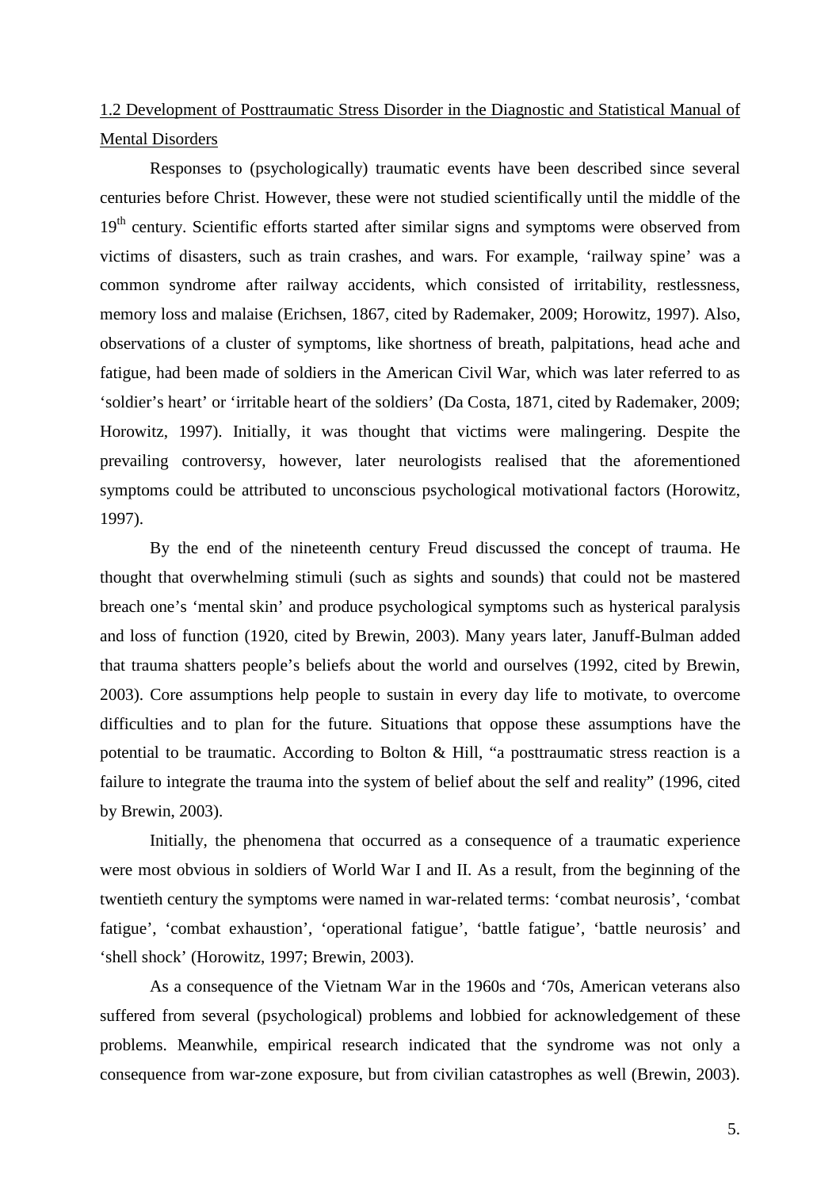## 1.2 Development of Posttraumatic Stress Disorder in the Diagnostic and Statistical Manual of Mental Disorders

Responses to (psychologically) traumatic events have been described since several centuries before Christ. However, these were not studied scientifically until the middle of the 19th century. Scientific efforts started after similar signs and symptoms were observed from victims of disasters, such as train crashes, and wars. For example, 'railway spine' was a common syndrome after railway accidents, which consisted of irritability, restlessness, memory loss and malaise (Erichsen, 1867, cited by Rademaker, 2009; Horowitz, 1997). Also, observations of a cluster of symptoms, like shortness of breath, palpitations, head ache and fatigue, had been made of soldiers in the American Civil War, which was later referred to as 'soldier's heart' or 'irritable heart of the soldiers' (Da Costa, 1871, cited by Rademaker, 2009; Horowitz, 1997). Initially, it was thought that victims were malingering. Despite the prevailing controversy, however, later neurologists realised that the aforementioned symptoms could be attributed to unconscious psychological motivational factors (Horowitz, 1997).

By the end of the nineteenth century Freud discussed the concept of trauma. He thought that overwhelming stimuli (such as sights and sounds) that could not be mastered breach one's 'mental skin' and produce psychological symptoms such as hysterical paralysis and loss of function (1920, cited by Brewin, 2003). Many years later, Januff-Bulman added that trauma shatters people's beliefs about the world and ourselves (1992, cited by Brewin, 2003). Core assumptions help people to sustain in every day life to motivate, to overcome difficulties and to plan for the future. Situations that oppose these assumptions have the potential to be traumatic. According to Bolton & Hill, "a posttraumatic stress reaction is a failure to integrate the trauma into the system of belief about the self and reality" (1996, cited by Brewin, 2003).

Initially, the phenomena that occurred as a consequence of a traumatic experience were most obvious in soldiers of World War I and II. As a result, from the beginning of the twentieth century the symptoms were named in war-related terms: 'combat neurosis', 'combat fatigue', 'combat exhaustion', 'operational fatigue', 'battle fatigue', 'battle neurosis' and 'shell shock' (Horowitz, 1997; Brewin, 2003).

As a consequence of the Vietnam War in the 1960s and '70s, American veterans also suffered from several (psychological) problems and lobbied for acknowledgement of these problems. Meanwhile, empirical research indicated that the syndrome was not only a consequence from war-zone exposure, but from civilian catastrophes as well (Brewin, 2003).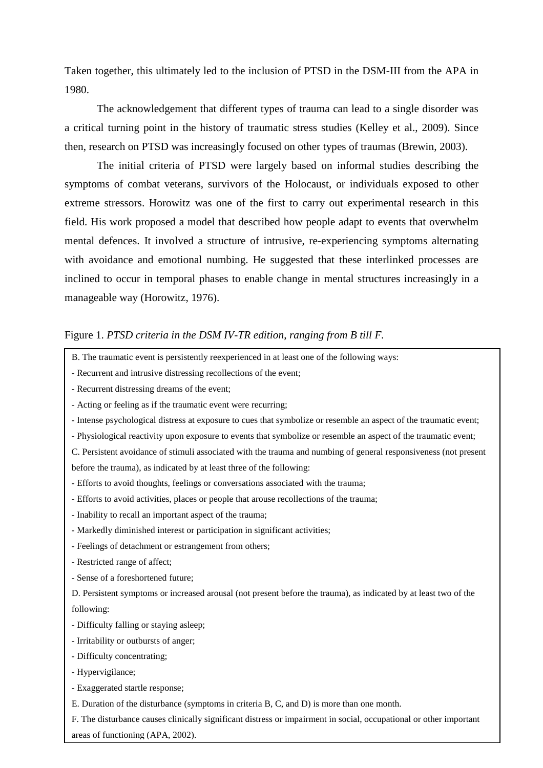Taken together, this ultimately led to the inclusion of PTSD in the DSM-III from the APA in 1980.

The acknowledgement that different types of trauma can lead to a single disorder was a critical turning point in the history of traumatic stress studies (Kelley et al., 2009). Since then, research on PTSD was increasingly focused on other types of traumas (Brewin, 2003).

The initial criteria of PTSD were largely based on informal studies describing the symptoms of combat veterans, survivors of the Holocaust, or individuals exposed to other extreme stressors. Horowitz was one of the first to carry out experimental research in this field. His work proposed a model that described how people adapt to events that overwhelm mental defences. It involved a structure of intrusive, re-experiencing symptoms alternating with avoidance and emotional numbing. He suggested that these interlinked processes are inclined to occur in temporal phases to enable change in mental structures increasingly in a manageable way (Horowitz, 1976).

Figure 1. *PTSD criteria in the DSM IV-TR edition, ranging from B till F.*

B. The traumatic event is persistently reexperienced in at least one of the following ways:

- Recurrent and intrusive distressing recollections of the event;
- Recurrent distressing dreams of the event;
- Acting or feeling as if the traumatic event were recurring;
- Intense psychological distress at exposure to cues that symbolize or resemble an aspect of the traumatic event;
- Physiological reactivity upon exposure to events that symbolize or resemble an aspect of the traumatic event;

C. Persistent avoidance of stimuli associated with the trauma and numbing of general responsiveness (not present before the trauma), as indicated by at least three of the following:

- Efforts to avoid thoughts, feelings or conversations associated with the trauma;
- Efforts to avoid activities, places or people that arouse recollections of the trauma;
- Inability to recall an important aspect of the trauma;
- Markedly diminished interest or participation in significant activities;
- Feelings of detachment or estrangement from others;
- Restricted range of affect;
- Sense of a foreshortened future;

D. Persistent symptoms or increased arousal (not present before the trauma), as indicated by at least two of the following:

- Difficulty falling or staying asleep;
- Irritability or outbursts of anger;
- Difficulty concentrating;
- Hypervigilance;
- Exaggerated startle response;

E. Duration of the disturbance (symptoms in criteria B, C, and D) is more than one month.

F. The disturbance causes clinically significant distress or impairment in social, occupational or other important areas of functioning (APA, 2002).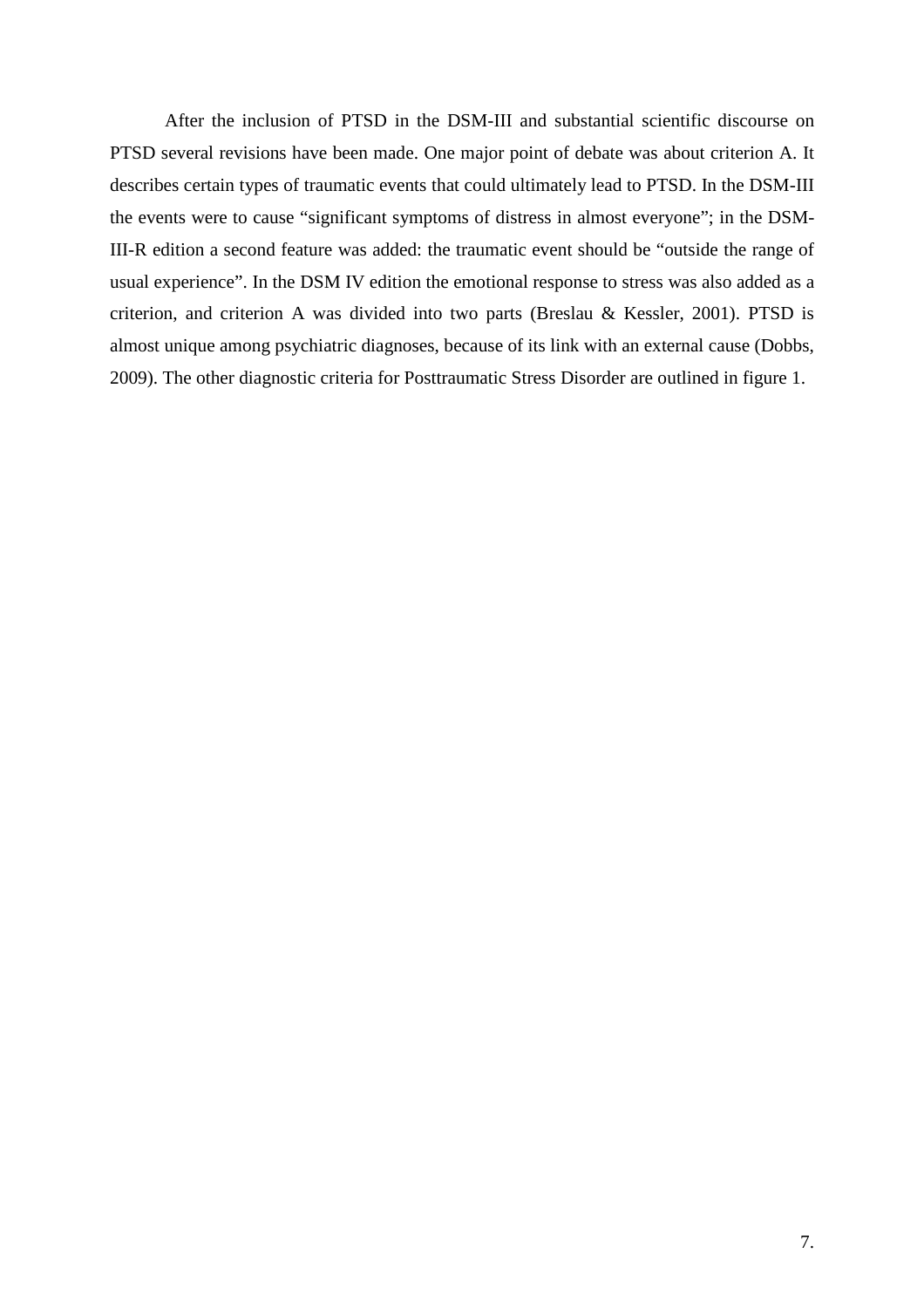After the inclusion of PTSD in the DSM-III and substantial scientific discourse on PTSD several revisions have been made. One major point of debate was about criterion A. It describes certain types of traumatic events that could ultimately lead to PTSD. In the DSM-III the events were to cause “significant symptoms of distress in almost everyone”; in the DSM-III-R edition a second feature was added: the traumatic event should be “outside the range of usual experience”. In the DSM IV edition the emotional response to stress was also added as a criterion, and criterion A was divided into two parts (Breslau & Kessler, 2001). PTSD is almost unique among psychiatric diagnoses, because of its link with an external cause (Dobbs, 2009). The other diagnostic criteria for Posttraumatic Stress Disorder are outlined in figure 1.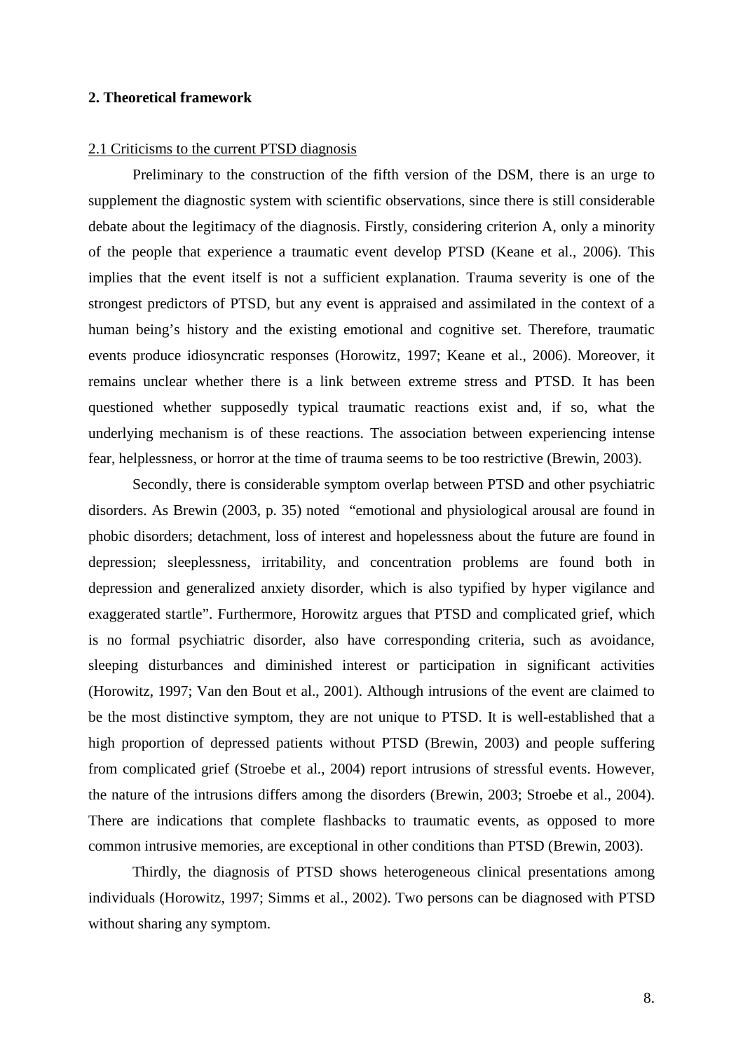## 2. Theoretical framework

### 2.1 Criticisms to the current PTSD diagnosis

Preliminary to the construction of the fifth version of the DSM, there is an urge to supplement the diagnostic system with scientific observations, since there is still considerable debate about the legitimacy of the diagnosis. Firstly, considering criterion A, only a minority of the people that experience a traumatic event develop PTSD (Keane et al., 2006). This implies that the event itself is not a sufficient explanation. Trauma severity is one of the strongest predictors of PTSD, but any event is appraised and assimilated in the context of a human being's history and the existing emotional and cognitive set. Therefore, traumatic events produce idiosyncratic responses (Horowitz, 1997; Keane et al., 2006). Moreover, it remains unclear whether there is a link between extreme stress and PTSD. It has been questioned whether supposedly typical traumatic reactions exist and, if so, what the underlying mechanism is of these reactions. The association between experiencing intense fear, helplessness, or horror at the time of trauma seems to be too restrictive (Brewin, 2003).

Secondly, there is considerable symptom overlap between PTSD and other psychiatric disorders. As Brewin (2003, p. 35) noted "emotional and physiological arousal are found in phobic disorders; detachment, loss of interest and hopelessness about the future are found in depression; sleeplessness, irritability, and concentration problems are found both in depression and generalized anxiety disorder, which is also typified by hyper vigilance and exaggerated startle". Furthermore, Horowitz argues that PTSD and complicated grief, which is no formal psychiatric disorder, also have corresponding criteria, such as avoidance, sleeping disturbances and diminished interest or participation in significant activities (Horowitz, 1997; Van den Bout et al., 2001). Although intrusions of the event are claimed to be the most distinctive symptom, they are not unique to PTSD. It is well-established that a high proportion of depressed patients without PTSD (Brewin, 2003) and people suffering from complicated grief (Stroebe et al., 2004) report intrusions of stressful events. However, the nature of the intrusions differs among the disorders (Brewin, 2003; Stroebe et al., 2004). There are indications that complete flashbacks to traumatic events, as opposed to more common intrusive memories, are exceptional in other conditions than PTSD (Brewin, 2003).

Thirdly, the diagnosis of PTSD shows heterogeneous clinical presentations among individuals (Horowitz, 1997; Simms et al., 2002). Two persons can be diagnosed with PTSD without sharing any symptom.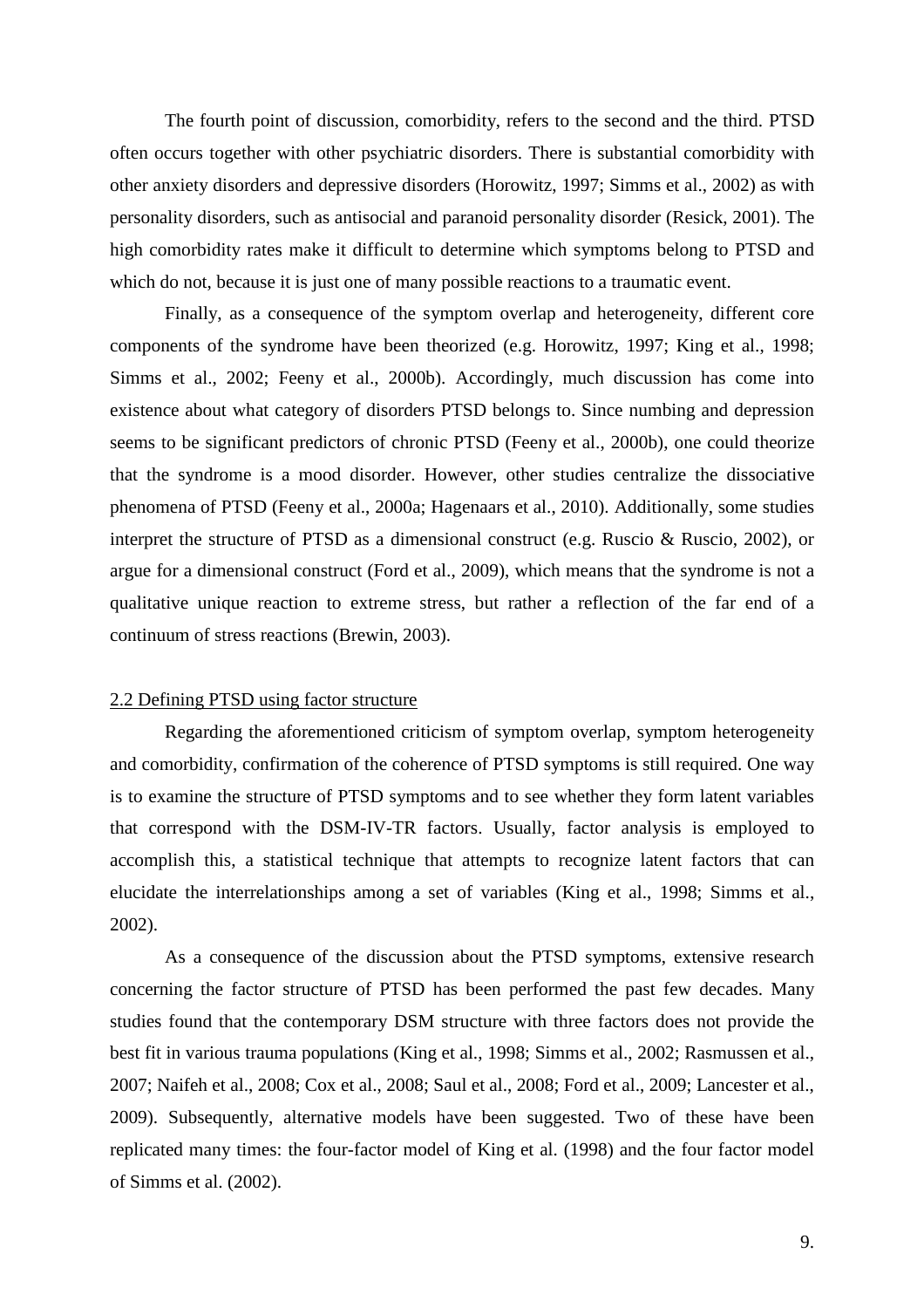The fourth point of discussion, comorbidity, refers to the second and the third. PTSD often occurs together with other psychiatric disorders. There is substantial comorbidity with other anxiety disorders and depressive disorders (Horowitz, 1997; Simms et al., 2002) as with personality disorders, such as antisocial and paranoid personality disorder (Resick, 2001). The high comorbidity rates make it difficult to determine which symptoms belong to PTSD and which do not, because it is just one of many possible reactions to a traumatic event.

Finally, as a consequence of the symptom overlap and heterogeneity, different core components of the syndrome have been theorized (e.g. Horowitz, 1997; King et al., 1998; Simms et al., 2002; Feeny et al., 2000b). Accordingly, much discussion has come into existence about what category of disorders PTSD belongs to. Since numbing and depression seems to be significant predictors of chronic PTSD (Feeny et al., 2000b), one could theorize that the syndrome is a mood disorder. However, other studies centralize the dissociative phenomena of PTSD (Feeny et al., 2000a; Hagenaars et al., 2010). Additionally, some studies interpret the structure of PTSD as a dimensional construct (e.g. Ruscio & Ruscio, 2002), or argue for a dimensional construct (Ford et al., 2009), which means that the syndrome is not a qualitative unique reaction to extreme stress, but rather a reflection of the far end of a continuum of stress reactions (Brewin, 2003).

## 2.2 Defining PTSD using factor structure

Regarding the aforementioned criticism of symptom overlap, symptom heterogeneity and comorbidity, confirmation of the coherence of PTSD symptoms is still required. One way is to examine the structure of PTSD symptoms and to see whether they form latent variables that correspond with the DSM-IV-TR factors. Usually, factor analysis is employed to accomplish this, a statistical technique that attempts to recognize latent factors that can elucidate the interrelationships among a set of variables (King et al., 1998; Simms et al., 2002).

As a consequence of the discussion about the PTSD symptoms, extensive research concerning the factor structure of PTSD has been performed the past few decades. Many studies found that the contemporary DSM structure with three factors does not provide the best fit in various trauma populations (King et al., 1998; Simms et al., 2002; Rasmussen et al., 2007; Naifeh et al., 2008; Cox et al., 2008; Saul et al., 2008; Ford et al., 2009; Lancester et al., 2009). Subsequently, alternative models have been suggested. Two of these have been replicated many times: the four-factor model of King et al. (1998) and the four factor model of Simms et al. (2002).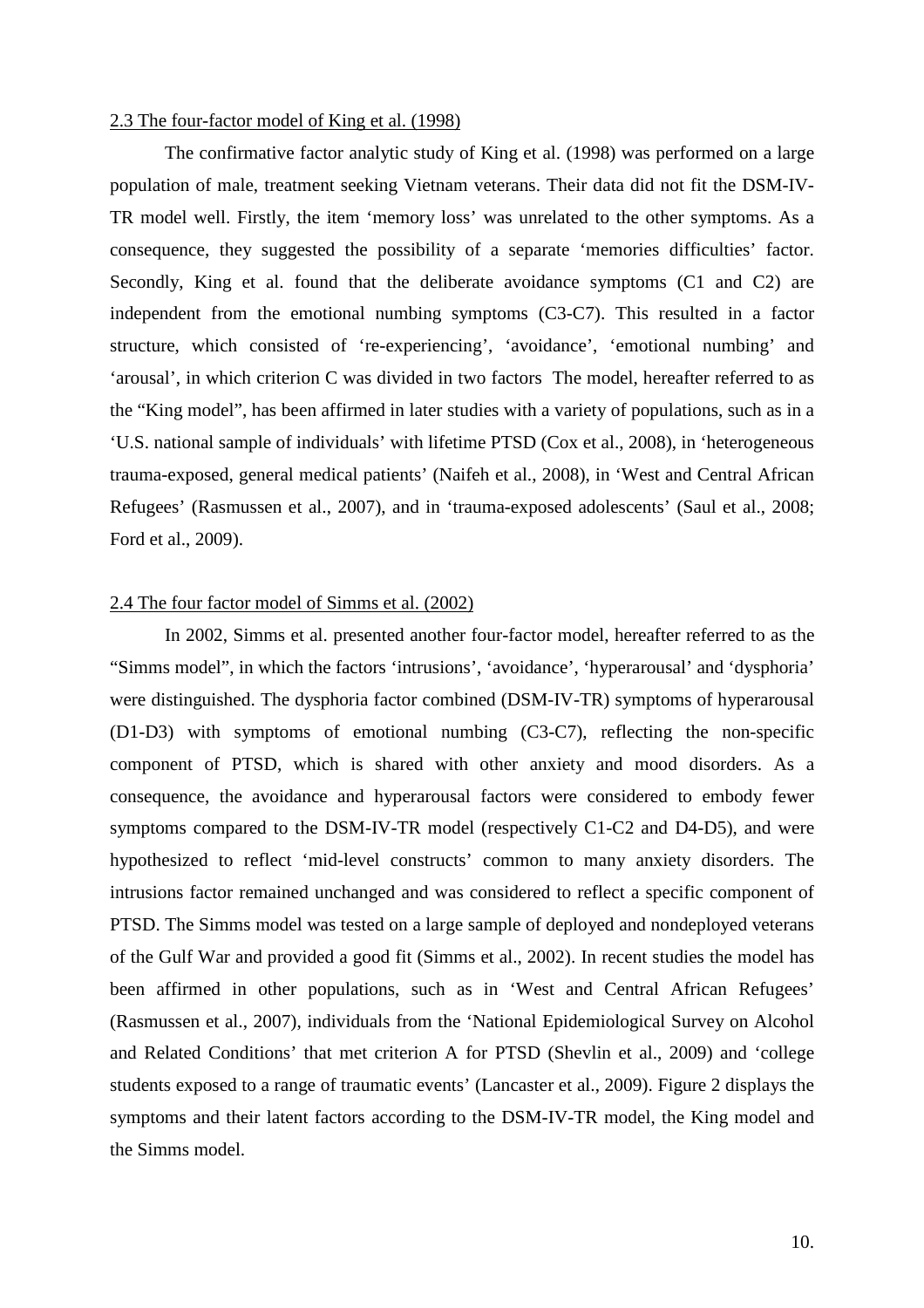## 2.3 The four-factor model of King et al. (1998)

The confirmative factor analytic study of King et al. (1998) was performed on a large population of male, treatment seeking Vietnam veterans. Their data did not fit the DSM-IV-TR model well. Firstly, the item 'memory loss' was unrelated to the other symptoms. As a consequence, they suggested the possibility of a separate 'memories difficulties' factor. Secondly, King et al. found that the deliberate avoidance symptoms (C1 and C2) are independent from the emotional numbing symptoms (C3-C7). This resulted in a factor structure, which consisted of 're-experiencing', 'avoidance', 'emotional numbing' and 'arousal', in which criterion C was divided in two factors The model, hereafter referred to as the "King model", has been affirmed in later studies with a variety of populations, such as in a 'U.S. national sample of individuals' with lifetime PTSD (Cox et al., 2008), in 'heterogeneous trauma-exposed, general medical patients' (Naifeh et al., 2008), in 'West and Central African Refugees' (Rasmussen et al., 2007), and in 'trauma-exposed adolescents' (Saul et al., 2008; Ford et al., 2009).

## 2.4 The four factor model of Simms et al. (2002)

In 2002, Simms et al. presented another four-factor model, hereafter referred to as the "Simms model", in which the factors 'intrusions', 'avoidance', 'hyperarousal' and 'dysphoria' were distinguished. The dysphoria factor combined (DSM-IV-TR) symptoms of hyperarousal (D1-D3) with symptoms of emotional numbing (C3-C7), reflecting the non-specific component of PTSD, which is shared with other anxiety and mood disorders. As a consequence, the avoidance and hyperarousal factors were considered to embody fewer symptoms compared to the DSM-IV-TR model (respectively C1-C2 and D4-D5), and were hypothesized to reflect 'mid-level constructs' common to many anxiety disorders. The intrusions factor remained unchanged and was considered to reflect a specific component of PTSD. The Simms model was tested on a large sample of deployed and nondeployed veterans of the Gulf War and provided a good fit (Simms et al., 2002). In recent studies the model has been affirmed in other populations, such as in 'West and Central African Refugees' (Rasmussen et al., 2007), individuals from the 'National Epidemiological Survey on Alcohol and Related Conditions' that met criterion A for PTSD (Shevlin et al., 2009) and 'college students exposed to a range of traumatic events' (Lancaster et al., 2009). Figure 2 displays the symptoms and their latent factors according to the DSM-IV-TR model, the King model and the Simms model.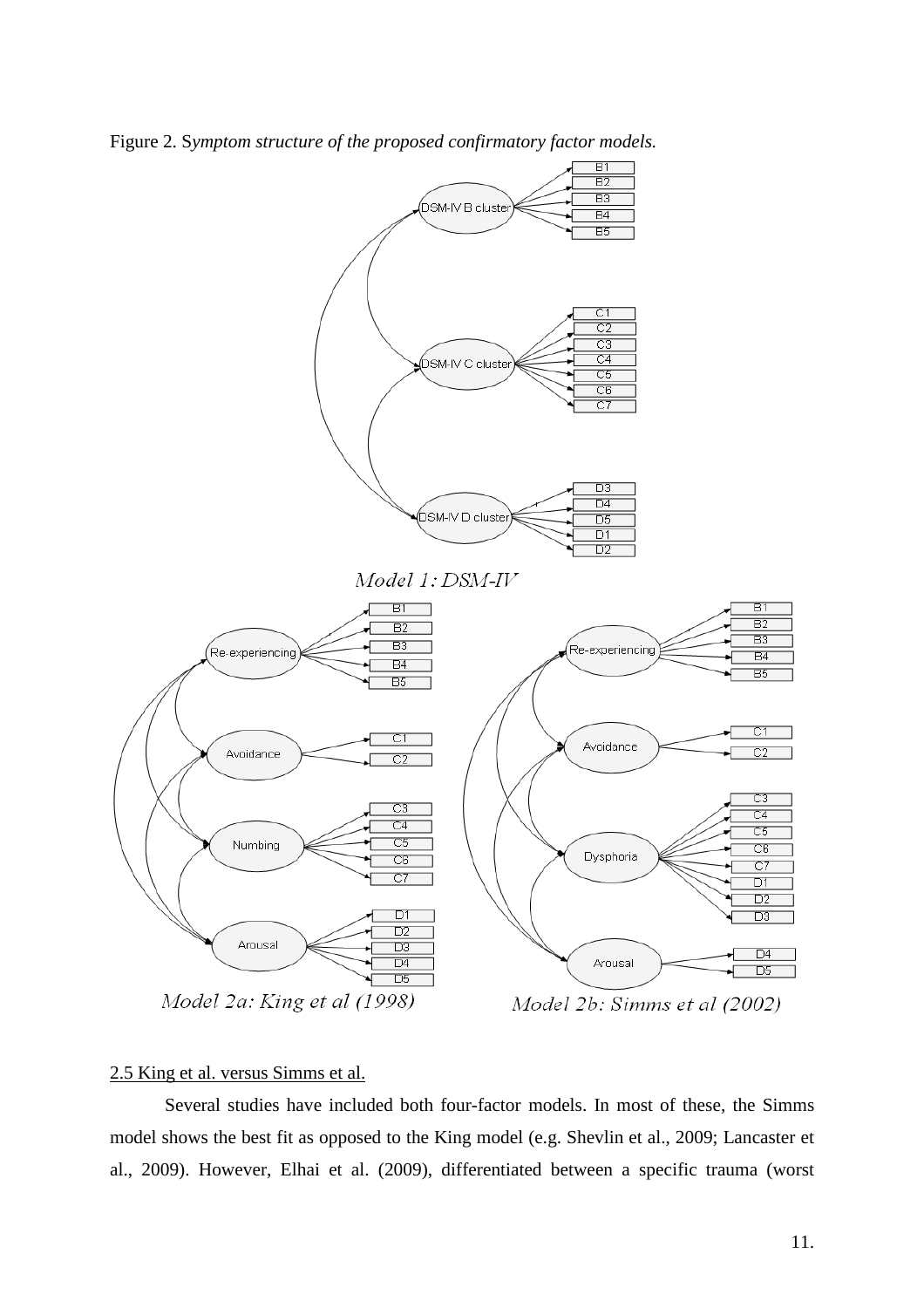Figure 2. *Symptom structure of the proposed confirmatory factor models.*

*Model 1: DSM-IV*

*Model 2a: King et al (1998)*

*Model 2b: Simms et al (2002)*

<u>2.5 King et al. versus Simms et al.</u>

Several studies have included both four-factor models. In most of these, the Simms model shows the best fit as opposed to the King model (e.g. Shevlin et al., 2009; Lancaster et al., 2009). However, Elhai et al. (2009), differentiated between a specific trauma (worst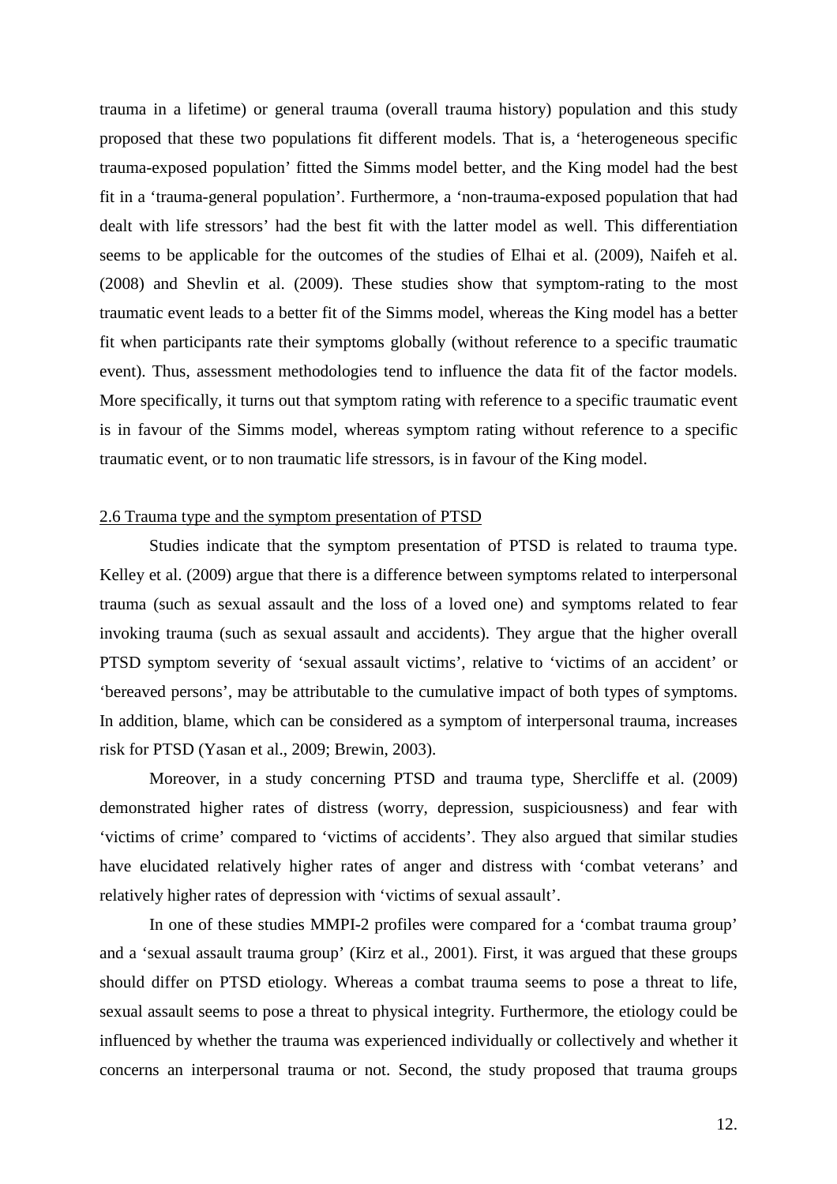trauma in a lifetime) or general trauma (overall trauma history) population and this study proposed that these two populations fit different models. That is, a 'heterogeneous specific trauma-exposed population' fitted the Simms model better, and the King model had the best fit in a 'trauma-general population'. Furthermore, a 'non-trauma-exposed population that had dealt with life stressors' had the best fit with the latter model as well. This differentiation seems to be applicable for the outcomes of the studies of Elhai et al. (2009), Naifeh et al. (2008) and Shevlin et al. (2009). These studies show that symptom-rating to the most traumatic event leads to a better fit of the Simms model, whereas the King model has a better fit when participants rate their symptoms globally (without reference to a specific traumatic event). Thus, assessment methodologies tend to influence the data fit of the factor models. More specifically, it turns out that symptom rating with reference to a specific traumatic event is in favour of the Simms model, whereas symptom rating without reference to a specific traumatic event, or to non traumatic life stressors, is in favour of the King model.

## 2.6 Trauma type and the symptom presentation of PTSD

Studies indicate that the symptom presentation of PTSD is related to trauma type. Kelley et al. (2009) argue that there is a difference between symptoms related to interpersonal trauma (such as sexual assault and the loss of a loved one) and symptoms related to fear invoking trauma (such as sexual assault and accidents). They argue that the higher overall PTSD symptom severity of 'sexual assault victims', relative to 'victims of an accident' or 'bereaved persons', may be attributable to the cumulative impact of both types of symptoms. In addition, blame, which can be considered as a symptom of interpersonal trauma, increases risk for PTSD (Yasan et al., 2009; Brewin, 2003).

Moreover, in a study concerning PTSD and trauma type, Shercliffe et al. (2009) demonstrated higher rates of distress (worry, depression, suspiciousness) and fear with 'victims of crime' compared to 'victims of accidents'. They also argued that similar studies have elucidated relatively higher rates of anger and distress with 'combat veterans' and relatively higher rates of depression with 'victims of sexual assault'.

In one of these studies MMPI-2 profiles were compared for a 'combat trauma group' and a 'sexual assault trauma group' (Kirz et al., 2001). First, it was argued that these groups should differ on PTSD etiology. Whereas a combat trauma seems to pose a threat to life, sexual assault seems to pose a threat to physical integrity. Furthermore, the etiology could be influenced by whether the trauma was experienced individually or collectively and whether it concerns an interpersonal trauma or not. Second, the study proposed that trauma groups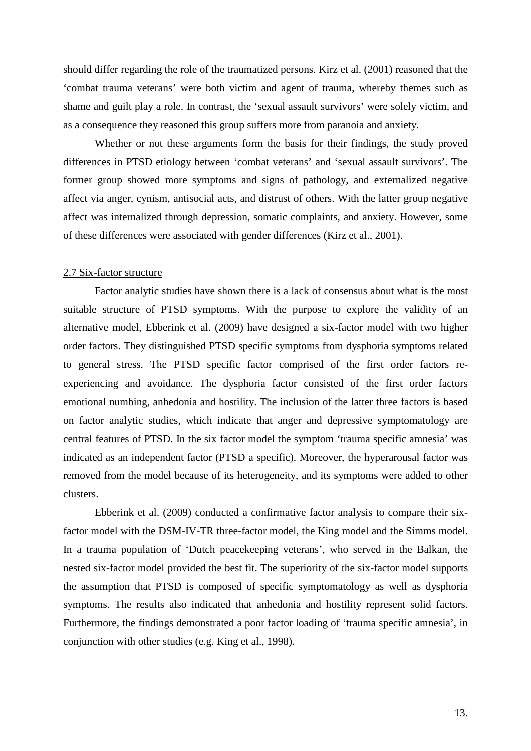should differ regarding the role of the traumatized persons. Kirz et al. (2001) reasoned that the 'combat trauma veterans' were both victim and agent of trauma, whereby themes such as shame and guilt play a role. In contrast, the 'sexual assault survivors' were solely victim, and as a consequence they reasoned this group suffers more from paranoia and anxiety.

Whether or not these arguments form the basis for their findings, the study proved differences in PTSD etiology between 'combat veterans' and 'sexual assault survivors'. The former group showed more symptoms and signs of pathology, and externalized negative affect via anger, cynism, antisocial acts, and distrust of others. With the latter group negative affect was internalized through depression, somatic complaints, and anxiety. However, some of these differences were associated with gender differences (Kirz et al., 2001).

## 2.7 Six-factor structure

Factor analytic studies have shown there is a lack of consensus about what is the most suitable structure of PTSD symptoms. With the purpose to explore the validity of an alternative model, Ebberink et al. (2009) have designed a six-factor model with two higher order factors. They distinguished PTSD specific symptoms from dysphoria symptoms related to general stress. The PTSD specific factor comprised of the first order factors re-experiencing and avoidance. The dysphoria factor consisted of the first order factors emotional numbing, anhedonia and hostility. The inclusion of the latter three factors is based on factor analytic studies, which indicate that anger and depressive symptomatology are central features of PTSD. In the six factor model the symptom 'trauma specific amnesia' was indicated as an independent factor (PTSD a specific). Moreover, the hyperarousal factor was removed from the model because of its heterogeneity, and its symptoms were added to other clusters.

Ebberink et al. (2009) conducted a confirmative factor analysis to compare their six-factor model with the DSM-IV-TR three-factor model, the King model and the Simms model. In a trauma population of 'Dutch peacekeeping veterans', who served in the Balkan, the nested six-factor model provided the best fit. The superiority of the six-factor model supports the assumption that PTSD is composed of specific symptomatology as well as dysphoria symptoms. The results also indicated that anhedonia and hostility represent solid factors. Furthermore, the findings demonstrated a poor factor loading of 'trauma specific amnesia', in conjunction with other studies (e.g. King et al., 1998).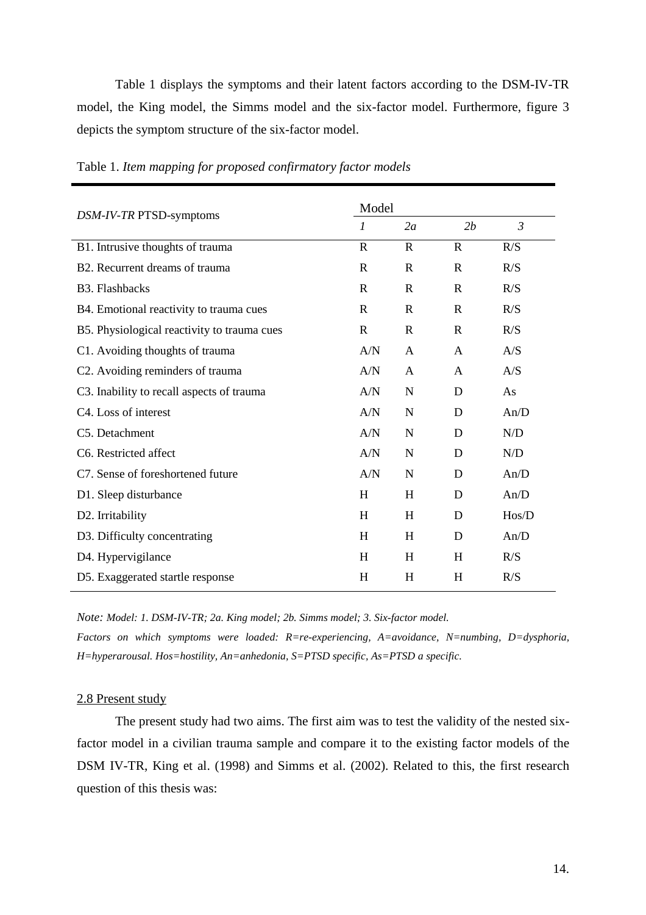Table 1 displays the symptoms and their latent factors according to the DSM-IV-TR model, the King model, the Simms model and the six-factor model. Furthermore, figure 3 depicts the symptom structure of the six-factor model.

Table 1. *Item mapping for proposed confirmatory factor models*

| *DSM-IV-TR* PTSD-symptoms | Model | | | |
|---|---|---|---|---|
| | *1* | *2a* | *2b* | *3* |
| B1. Intrusive thoughts of trauma | R | R | R | R/S |
| B2. Recurrent dreams of trauma | R | R | R | R/S |
| B3. Flashbacks | R | R | R | R/S |
| B4. Emotional reactivity to trauma cues | R | R | R | R/S |
| B5. Physiological reactivity to trauma cues | R | R | R | R/S |
| C1. Avoiding thoughts of trauma | A/N | A | A | A/S |
| C2. Avoiding reminders of trauma | A/N | A | A | A/S |
| C3. Inability to recall aspects of trauma | A/N | N | D | As |
| C4. Loss of interest | A/N | N | D | An/D |
| C5. Detachment | A/N | N | D | N/D |
| C6. Restricted affect | A/N | N | D | N/D |
| C7. Sense of foreshortened future | A/N | N | D | An/D |
| D1. Sleep disturbance | H | H | D | An/D |
| D2. Irritability | H | H | D | Hos/D |
| D3. Difficulty concentrating | H | H | D | An/D |
| D4. Hypervigilance | H | H | H | R/S |
| D5. Exaggerated startle response | H | H | H | R/S |

*Note: Model: 1. DSM-IV-TR; 2a. King model; 2b. Simms model; 3. Six-factor model.*

*Factors on which symptoms were loaded: R=re-experiencing, A=avoidance, N=numbing, D=dysphoria, H=hyperarousal. Hos=hostility, An=anhedonia, S=PTSD specific, As=PTSD a specific.*

## 2.8 Present study

The present study had two aims. The first aim was to test the validity of the nested six-factor model in a civilian trauma sample and compare it to the existing factor models of the DSM IV-TR, King et al. (1998) and Simms et al. (2002). Related to this, the first research question of this thesis was: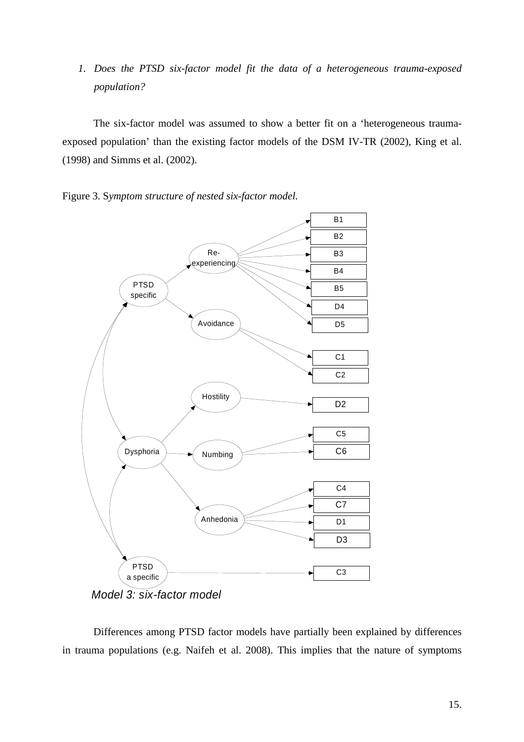1. *Does the PTSD six-factor model fit the data of a heterogeneous trauma-exposed population?*

The six-factor model was assumed to show a better fit on a 'heterogeneous trauma-exposed population' than the existing factor models of the DSM IV-TR (2002), King et al. (1998) and Simms et al. (2002).

Figure 3. S*ymptom structure of nested six-factor model.*

*Model 3: six-factor model*

Differences among PTSD factor models have partially been explained by differences in trauma populations (e.g. Naifeh et al. 2008). This implies that the nature of symptoms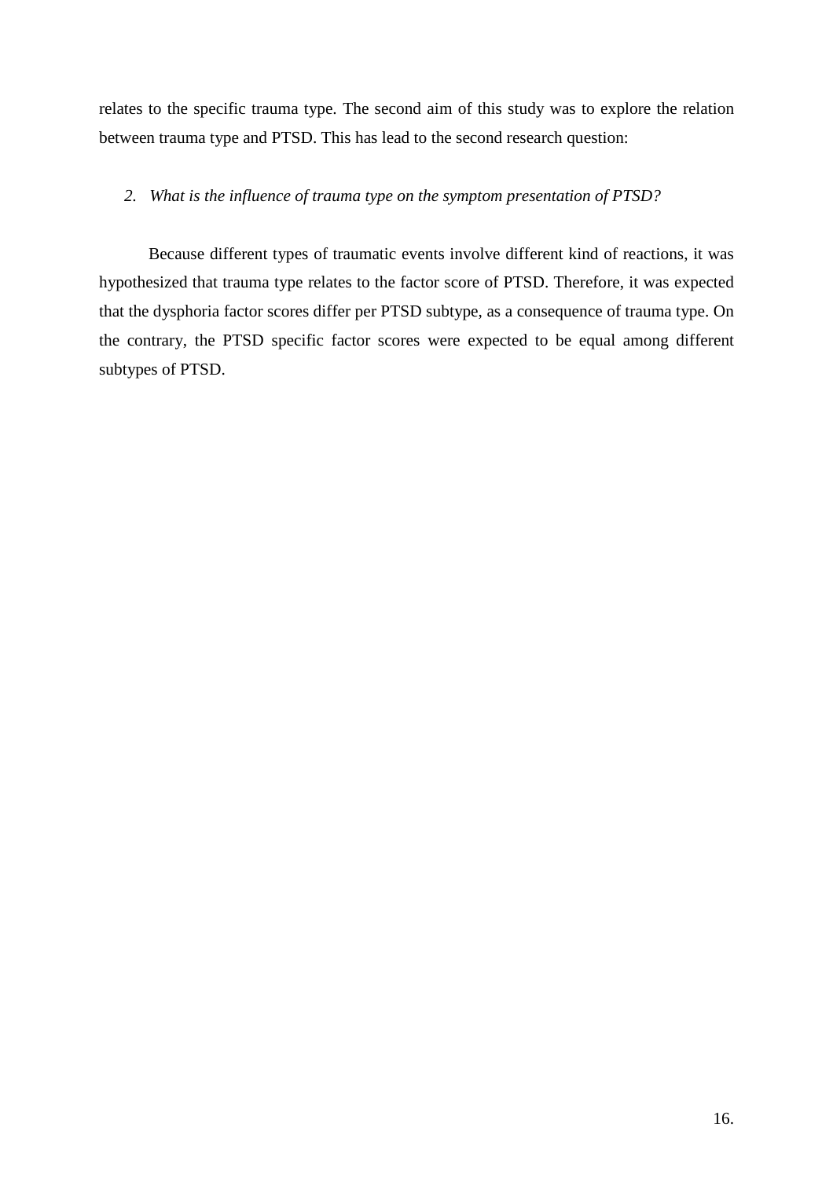relates to the specific trauma type. The second aim of this study was to explore the relation between trauma type and PTSD. This has lead to the second research question:

2. *What is the influence of trauma type on the symptom presentation of PTSD?*

Because different types of traumatic events involve different kind of reactions, it was hypothesized that trauma type relates to the factor score of PTSD. Therefore, it was expected that the dysphoria factor scores differ per PTSD subtype, as a consequence of trauma type. On the contrary, the PTSD specific factor scores were expected to be equal among different subtypes of PTSD.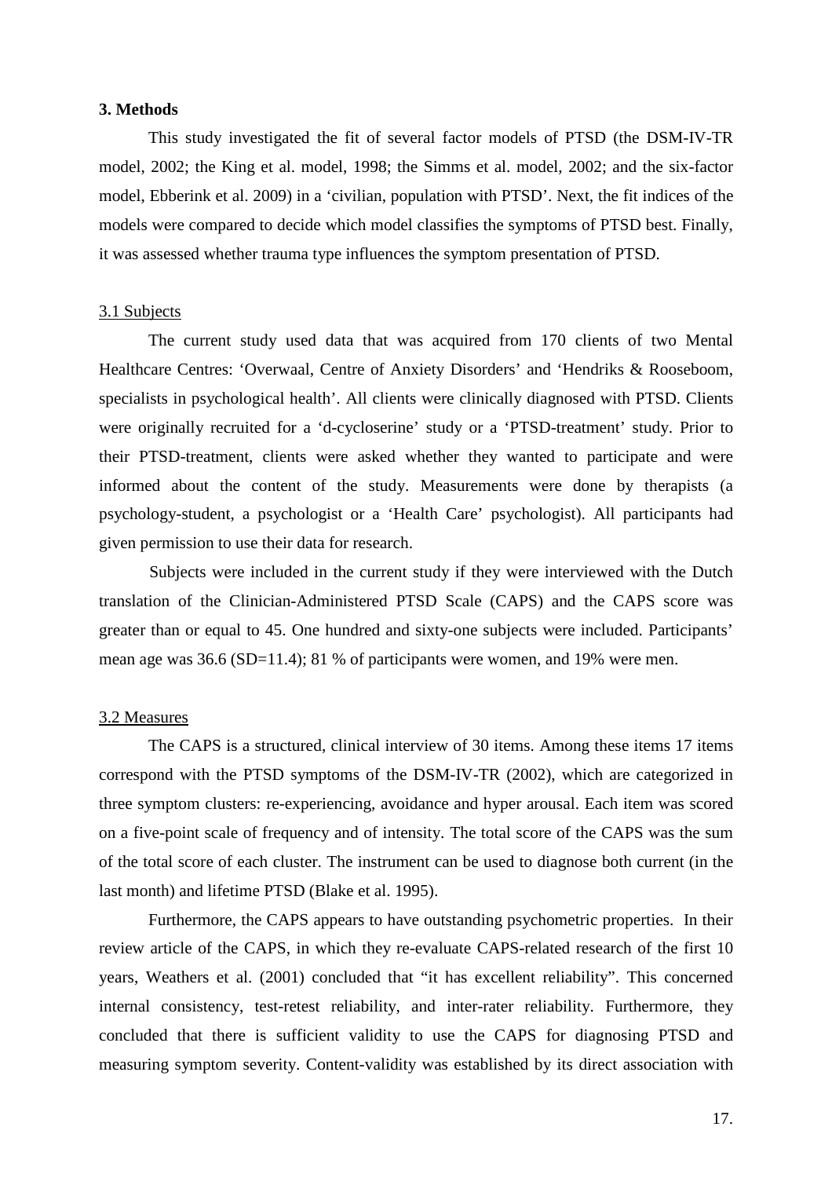## 3. Methods

This study investigated the fit of several factor models of PTSD (the DSM-IV-TR model, 2002; the King et al. model, 1998; the Simms et al. model, 2002; and the six-factor model, Ebberink et al. 2009) in a 'civilian, population with PTSD'. Next, the fit indices of the models were compared to decide which model classifies the symptoms of PTSD best. Finally, it was assessed whether trauma type influences the symptom presentation of PTSD.

### 3.1 Subjects

The current study used data that was acquired from 170 clients of two Mental Healthcare Centres: 'Overwaal, Centre of Anxiety Disorders' and 'Hendriks & Rooseboom, specialists in psychological health'. All clients were clinically diagnosed with PTSD. Clients were originally recruited for a 'd-cycloserine' study or a 'PTSD-treatment' study. Prior to their PTSD-treatment, clients were asked whether they wanted to participate and were informed about the content of the study. Measurements were done by therapists (a psychology-student, a psychologist or a 'Health Care' psychologist). All participants had given permission to use their data for research.

Subjects were included in the current study if they were interviewed with the Dutch translation of the Clinician-Administered PTSD Scale (CAPS) and the CAPS score was greater than or equal to 45. One hundred and sixty-one subjects were included. Participants' mean age was 36.6 (SD=11.4); 81 % of participants were women, and 19% were men.

### 3.2 Measures

The CAPS is a structured, clinical interview of 30 items. Among these items 17 items correspond with the PTSD symptoms of the DSM-IV-TR (2002), which are categorized in three symptom clusters: re-experiencing, avoidance and hyper arousal. Each item was scored on a five-point scale of frequency and of intensity. The total score of the CAPS was the sum of the total score of each cluster. The instrument can be used to diagnose both current (in the last month) and lifetime PTSD (Blake et al. 1995).

Furthermore, the CAPS appears to have outstanding psychometric properties. In their review article of the CAPS, in which they re-evaluate CAPS-related research of the first 10 years, Weathers et al. (2001) concluded that "it has excellent reliability". This concerned internal consistency, test-retest reliability, and inter-rater reliability. Furthermore, they concluded that there is sufficient validity to use the CAPS for diagnosing PTSD and measuring symptom severity. Content-validity was established by its direct association with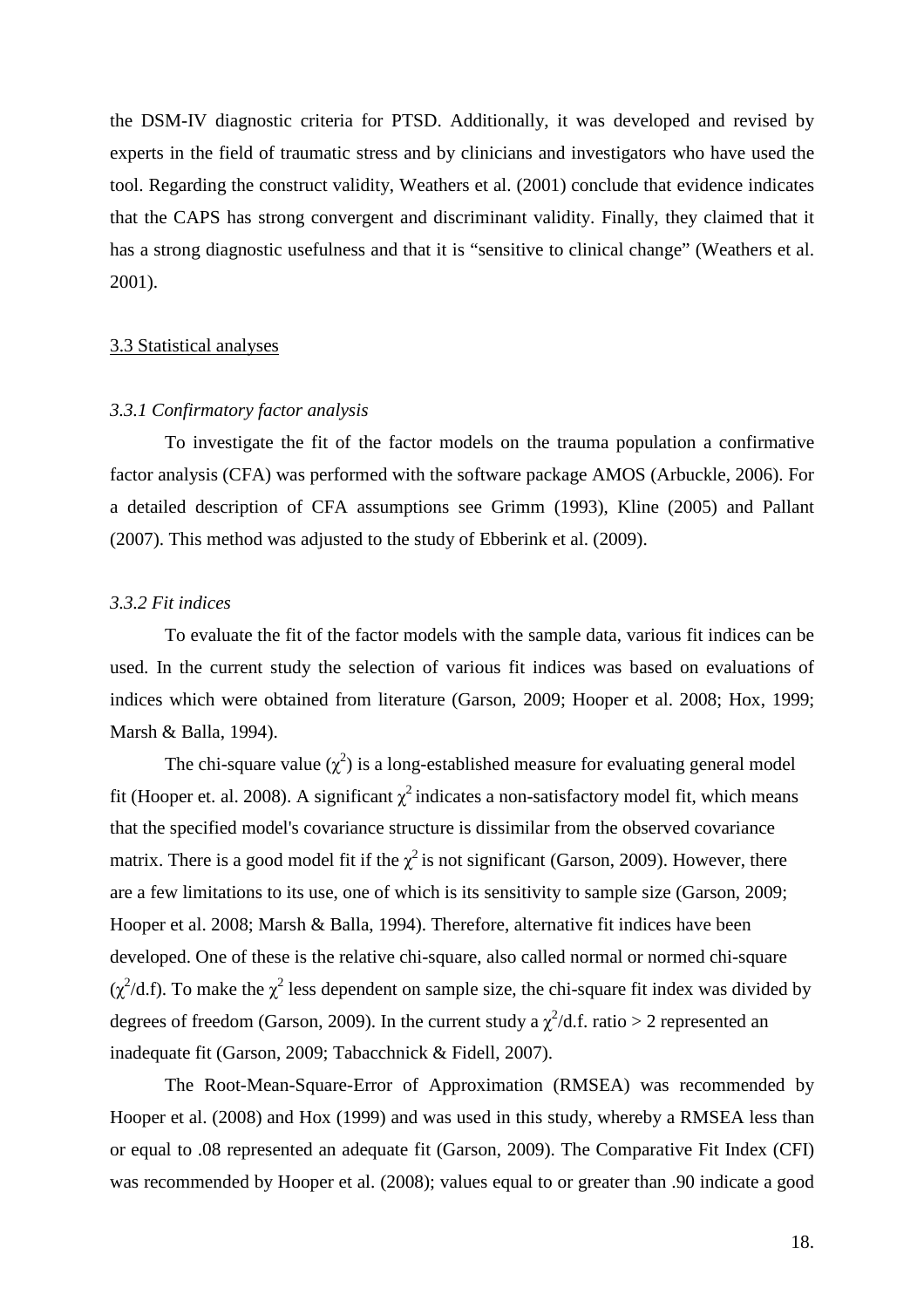the DSM-IV diagnostic criteria for PTSD. Additionally, it was developed and revised by experts in the field of traumatic stress and by clinicians and investigators who have used the tool. Regarding the construct validity, Weathers et al. (2001) conclude that evidence indicates that the CAPS has strong convergent and discriminant validity. Finally, they claimed that it has a strong diagnostic usefulness and that it is "sensitive to clinical change" (Weathers et al. 2001).

### 3.3 Statistical analyses

#### *3.3.1 Confirmatory factor analysis*

To investigate the fit of the factor models on the trauma population a confirmative factor analysis (CFA) was performed with the software package AMOS (Arbuckle, 2006). For a detailed description of CFA assumptions see Grimm (1993), Kline (2005) and Pallant (2007). This method was adjusted to the study of Ebberink et al. (2009).

#### *3.3.2 Fit indices*

To evaluate the fit of the factor models with the sample data, various fit indices can be used. In the current study the selection of various fit indices was based on evaluations of indices which were obtained from literature (Garson, 2009; Hooper et al. 2008; Hox, 1999; Marsh & Balla, 1994).

The chi-square value ($\chi^2$) is a long-established measure for evaluating general model fit (Hooper et. al. 2008). A significant $\chi^2$ indicates a non-satisfactory model fit, which means that the specified model's covariance structure is dissimilar from the observed covariance matrix. There is a good model fit if the $\chi^2$ is not significant (Garson, 2009). However, there are a few limitations to its use, one of which is its sensitivity to sample size (Garson, 2009; Hooper et al. 2008; Marsh & Balla, 1994). Therefore, alternative fit indices have been developed. One of these is the relative chi-square, also called normal or normed chi-square ($\chi^2$/d.f). To make the $\chi^2$ less dependent on sample size, the chi-square fit index was divided by degrees of freedom (Garson, 2009). In the current study a $\chi^2$/d.f. ratio > 2 represented an inadequate fit (Garson, 2009; Tabacchnick & Fidell, 2007).

The Root-Mean-Square-Error of Approximation (RMSEA) was recommended by Hooper et al. (2008) and Hox (1999) and was used in this study, whereby a RMSEA less than or equal to .08 represented an adequate fit (Garson, 2009). The Comparative Fit Index (CFI) was recommended by Hooper et al. (2008); values equal to or greater than .90 indicate a good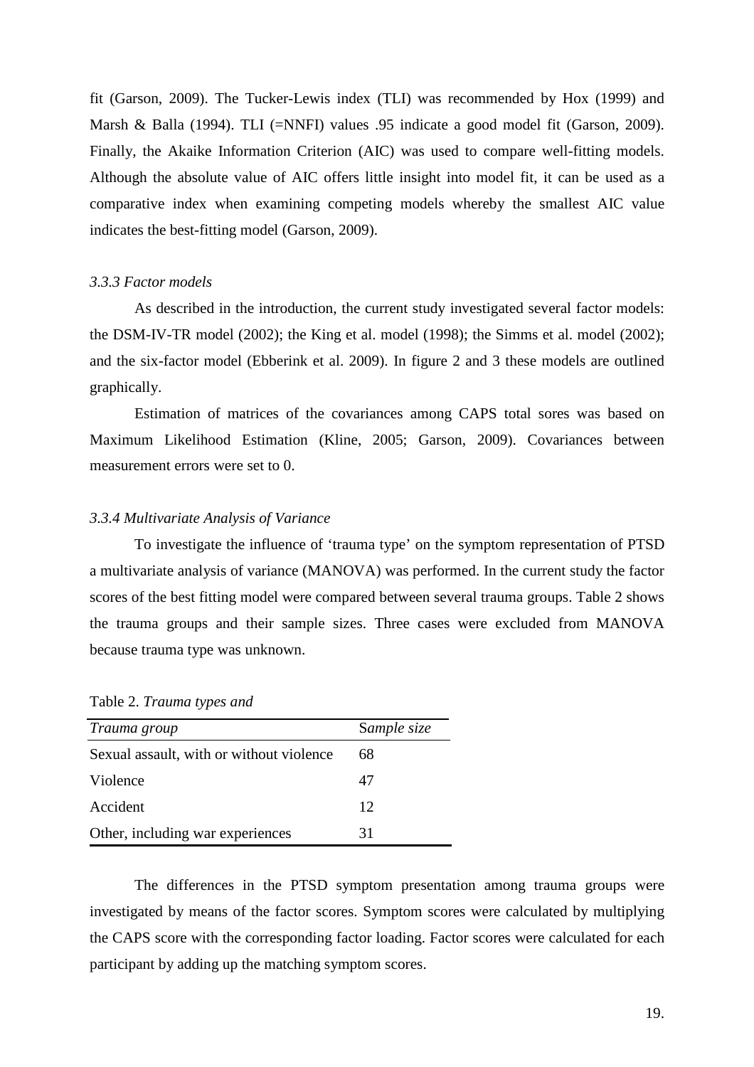fit (Garson, 2009). The Tucker-Lewis index (TLI) was recommended by Hox (1999) and Marsh & Balla (1994). TLI (=NNFI) values .95 indicate a good model fit (Garson, 2009). Finally, the Akaike Information Criterion (AIC) was used to compare well-fitting models. Although the absolute value of AIC offers little insight into model fit, it can be used as a comparative index when examining competing models whereby the smallest AIC value indicates the best-fitting model (Garson, 2009).

### *3.3.3 Factor models*

As described in the introduction, the current study investigated several factor models: the DSM-IV-TR model (2002); the King et al. model (1998); the Simms et al. model (2002); and the six-factor model (Ebberink et al. 2009). In figure 2 and 3 these models are outlined graphically.

Estimation of matrices of the covariances among CAPS total sores was based on Maximum Likelihood Estimation (Kline, 2005; Garson, 2009). Covariances between measurement errors were set to 0.

### *3.3.4 Multivariate Analysis of Variance*

To investigate the influence of 'trauma type' on the symptom representation of PTSD a multivariate analysis of variance (MANOVA) was performed. In the current study the factor scores of the best fitting model were compared between several trauma groups. Table 2 shows the trauma groups and their sample sizes. Three cases were excluded from MANOVA because trauma type was unknown.

Table 2. *Trauma types and*

| *Trauma group* | *Sample size* |
|---|---|
| Sexual assault, with or without violence | 68 |
| Violence | 47 |
| Accident | 12 |
| Other, including war experiences | 31 |

The differences in the PTSD symptom presentation among trauma groups were investigated by means of the factor scores. Symptom scores were calculated by multiplying the CAPS score with the corresponding factor loading. Factor scores were calculated for each participant by adding up the matching symptom scores.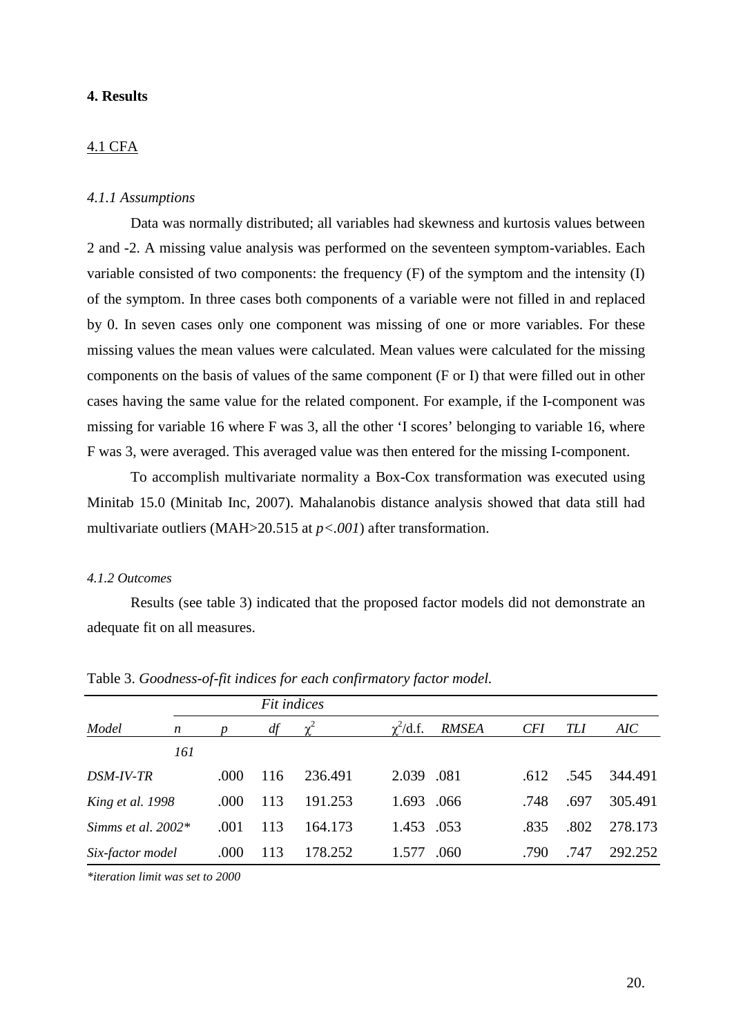# 4. Results

## 4.1 CFA

### *4.1.1 Assumptions*

Data was normally distributed; all variables had skewness and kurtosis values between 2 and -2. A missing value analysis was performed on the seventeen symptom-variables. Each variable consisted of two components: the frequency (F) of the symptom and the intensity (I) of the symptom. In three cases both components of a variable were not filled in and replaced by 0. In seven cases only one component was missing of one or more variables. For these missing values the mean values were calculated. Mean values were calculated for the missing components on the basis of values of the same component (F or I) that were filled out in other cases having the same value for the related component. For example, if the I-component was missing for variable 16 where F was 3, all the other 'I scores' belonging to variable 16, where F was 3, were averaged. This averaged value was then entered for the missing I-component.

To accomplish multivariate normality a Box-Cox transformation was executed using Minitab 15.0 (Minitab Inc, 2007). Mahalanobis distance analysis showed that data still had multivariate outliers (MAH>20.515 at $p<.001$) after transformation.

### *4.1.2 Outcomes*

Results (see table 3) indicated that the proposed factor models did not demonstrate an adequate fit on all measures.

Table 3. *Goodness-of-fit indices for each confirmatory factor model.*

| | | *Fit indices* | | | | | | | |
|---|---|---|---|---|---|---|---|---|---|
| *Model* | *n* | *p* | *df* | $\chi^2$ | $\chi^2$/d.f. | *RMSEA* | *CFI* | *TLI* | *AIC* |
| | *161* | | | | | | | | |
| *DSM-IV-TR* | | .000 | 116 | 236.491 | 2.039 | .081 | .612 | .545 | 344.491 |
| *King et al. 1998* | | .000 | 113 | 191.253 | 1.693 | .066 | .748 | .697 | 305.491 |
| *Simms et al. 2002\** | | .001 | 113 | 164.173 | 1.453 | .053 | .835 | .802 | 278.173 |
| *Six-factor model* | | .000 | 113 | 178.252 | 1.577 | .060 | .790 | .747 | 292.252 |

*\*iteration limit was set to 2000*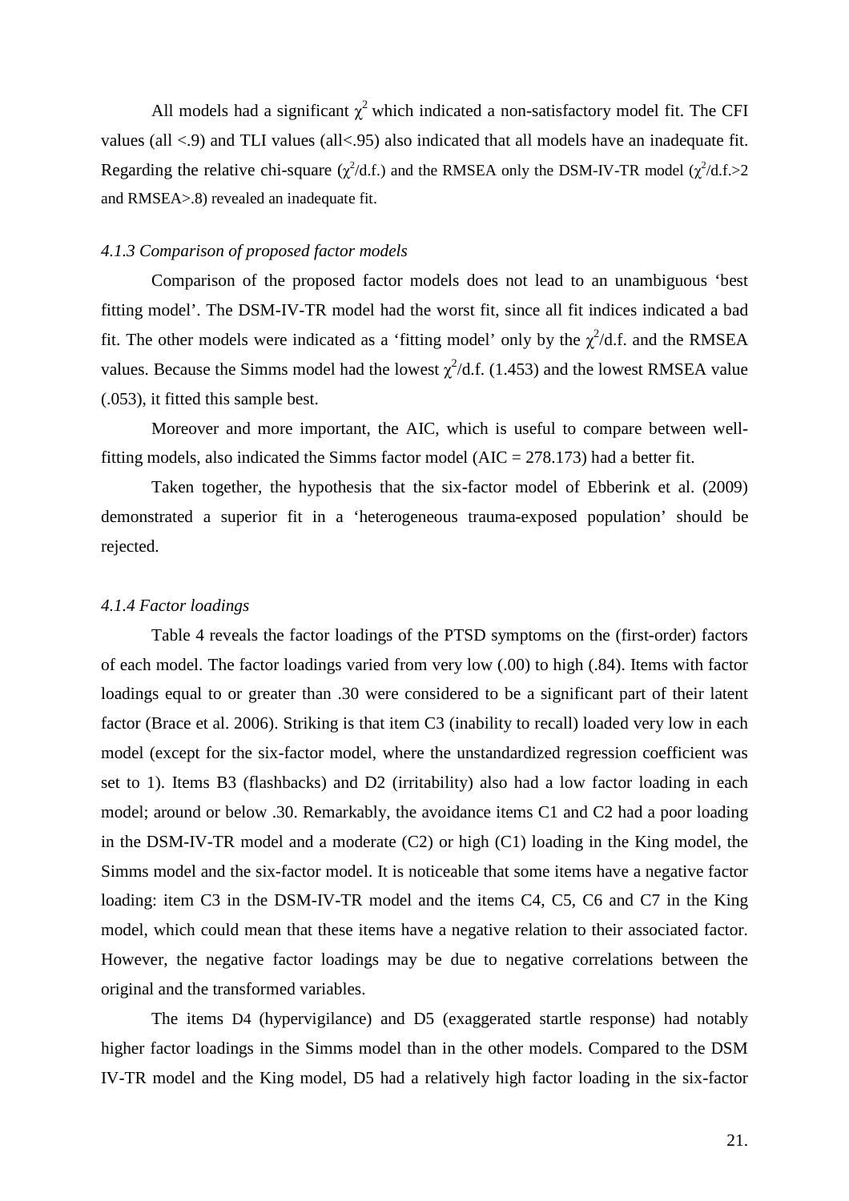All models had a significant $\chi^2$ which indicated a non-satisfactory model fit. The CFI values (all <.9) and TLI values (all<.95) also indicated that all models have an inadequate fit. Regarding the relative chi-square ($\chi^2$/d.f.) and the RMSEA only the DSM-IV-TR model ($\chi^2$/d.f.>2 and RMSEA>.8) revealed an inadequate fit.

### *4.1.3 Comparison of proposed factor models*

Comparison of the proposed factor models does not lead to an unambiguous 'best fitting model'. The DSM-IV-TR model had the worst fit, since all fit indices indicated a bad fit. The other models were indicated as a 'fitting model' only by the $\chi^2$/d.f. and the RMSEA values. Because the Simms model had the lowest $\chi^2$/d.f. (1.453) and the lowest RMSEA value (.053), it fitted this sample best.

Moreover and more important, the AIC, which is useful to compare between well-fitting models, also indicated the Simms factor model (AIC = 278.173) had a better fit.

Taken together, the hypothesis that the six-factor model of Ebberink et al. (2009) demonstrated a superior fit in a 'heterogeneous trauma-exposed population' should be rejected.

### *4.1.4 Factor loadings*

Table 4 reveals the factor loadings of the PTSD symptoms on the (first-order) factors of each model. The factor loadings varied from very low (.00) to high (.84). Items with factor loadings equal to or greater than .30 were considered to be a significant part of their latent factor (Brace et al. 2006). Striking is that item C3 (inability to recall) loaded very low in each model (except for the six-factor model, where the unstandardized regression coefficient was set to 1). Items B3 (flashbacks) and D2 (irritability) also had a low factor loading in each model; around or below .30. Remarkably, the avoidance items C1 and C2 had a poor loading in the DSM-IV-TR model and a moderate (C2) or high (C1) loading in the King model, the Simms model and the six-factor model. It is noticeable that some items have a negative factor loading: item C3 in the DSM-IV-TR model and the items C4, C5, C6 and C7 in the King model, which could mean that these items have a negative relation to their associated factor. However, the negative factor loadings may be due to negative correlations between the original and the transformed variables.

The items D4 (hypervigilance) and D5 (exaggerated startle response) had notably higher factor loadings in the Simms model than in the other models. Compared to the DSM IV-TR model and the King model, D5 had a relatively high factor loading in the six-factor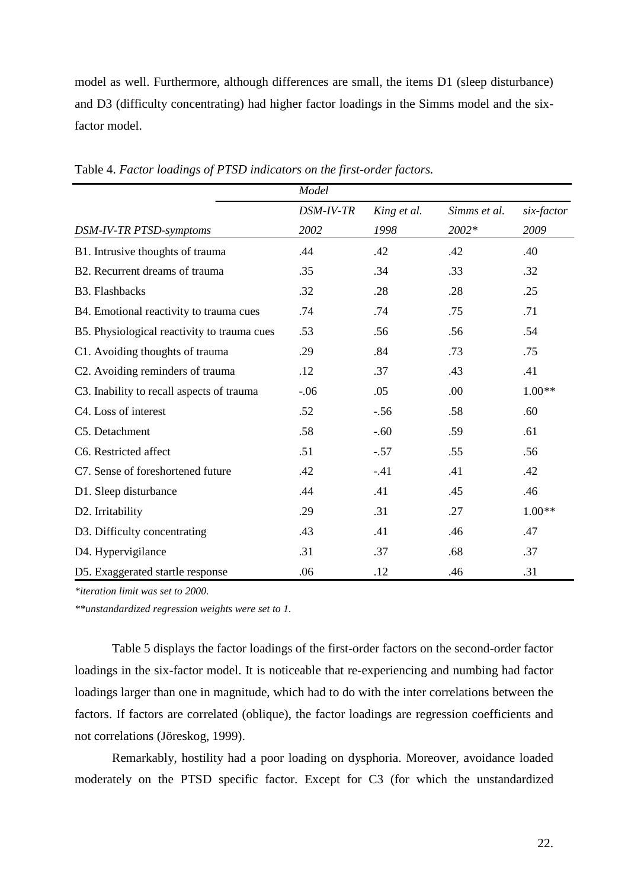model as well. Furthermore, although differences are small, the items D1 (sleep disturbance) and D3 (difficulty concentrating) had higher factor loadings in the Simms model and the six-factor model.

Table 4. *Factor loadings of PTSD indicators on the first-order factors.*

| | *Model* | | | |
|---|---|---|---|---|
| | *DSM-IV-TR* | *King et al.* | *Simms et al.* | *six-factor* |
| *DSM-IV-TR PTSD-symptoms* | *2002* | *1998* | *2002** | *2009* |
| B1. Intrusive thoughts of trauma | .44 | .42 | .42 | .40 |
| B2. Recurrent dreams of trauma | .35 | .34 | .33 | .32 |
| B3. Flashbacks | .32 | .28 | .28 | .25 |
| B4. Emotional reactivity to trauma cues | .74 | .74 | .75 | .71 |
| B5. Physiological reactivity to trauma cues | .53 | .56 | .56 | .54 |
| C1. Avoiding thoughts of trauma | .29 | .84 | .73 | .75 |
| C2. Avoiding reminders of trauma | .12 | .37 | .43 | .41 |
| C3. Inability to recall aspects of trauma | -.06 | .05 | .00 | 1.00** |
| C4. Loss of interest | .52 | -.56 | .58 | .60 |
| C5. Detachment | .58 | -.60 | .59 | .61 |
| C6. Restricted affect | .51 | -.57 | .55 | .56 |
| C7. Sense of foreshortened future | .42 | -.41 | .41 | .42 |
| D1. Sleep disturbance | .44 | .41 | .45 | .46 |
| D2. Irritability | .29 | .31 | .27 | 1.00** |
| D3. Difficulty concentrating | .43 | .41 | .46 | .47 |
| D4. Hypervigilance | .31 | .37 | .68 | .37 |
| D5. Exaggerated startle response | .06 | .12 | .46 | .31 |

*\*iteration limit was set to 2000.*

*\*\*unstandardized regression weights were set to 1.*

Table 5 displays the factor loadings of the first-order factors on the second-order factor loadings in the six-factor model. It is noticeable that re-experiencing and numbing had factor loadings larger than one in magnitude, which had to do with the inter correlations between the factors. If factors are correlated (oblique), the factor loadings are regression coefficients and not correlations (Jöreskog, 1999).

Remarkably, hostility had a poor loading on dysphoria. Moreover, avoidance loaded moderately on the PTSD specific factor. Except for C3 (for which the unstandardized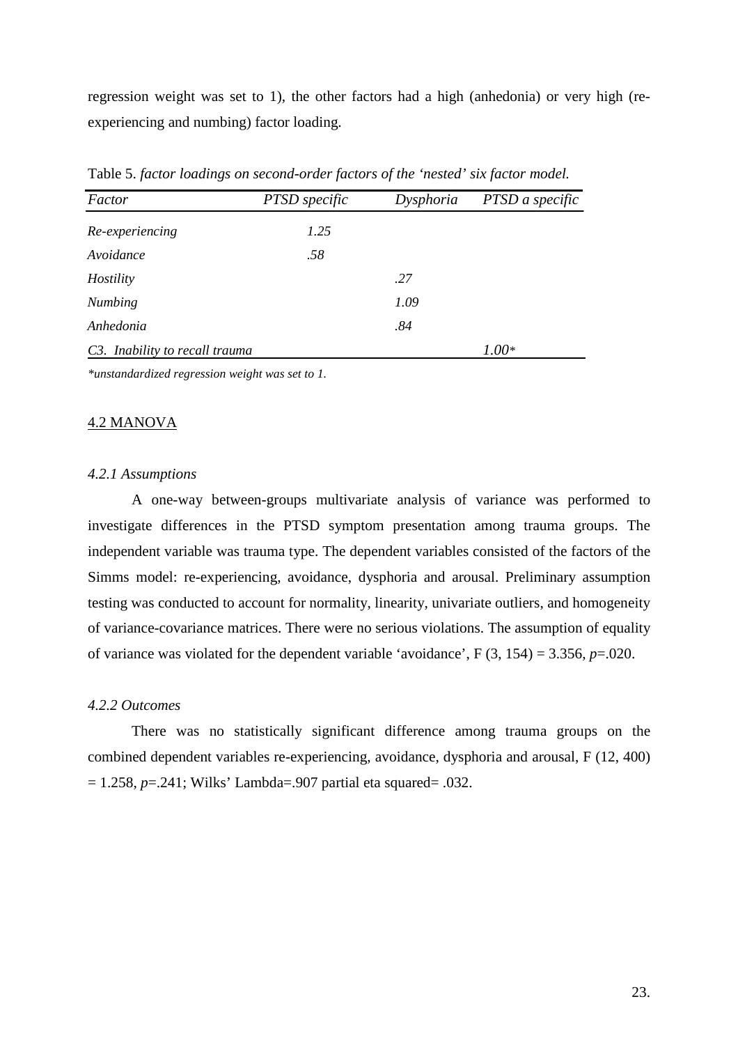regression weight was set to 1), the other factors had a high (anhedonia) or very high (re-experiencing and numbing) factor loading.

Table 5. *factor loadings on second-order factors of the 'nested' six factor model.*

| *Factor* | *PTSD specific* | *Dysphoria* | *PTSD a specific* |
|---|---|---|---|
| *Re-experiencing* | *1.25* | | |
| *Avoidance* | *.58* | | |
| *Hostility* | | *.27* | |
| *Numbing* | | *1.09* | |
| *Anhedonia* | | *.84* | |
| *C3. Inability to recall trauma* | | | *1.00\** |

*\*unstandardized regression weight was set to 1.*

## 4.2 MANOVA

### *4.2.1 Assumptions*

A one-way between-groups multivariate analysis of variance was performed to investigate differences in the PTSD symptom presentation among trauma groups. The independent variable was trauma type. The dependent variables consisted of the factors of the Simms model: re-experiencing, avoidance, dysphoria and arousal. Preliminary assumption testing was conducted to account for normality, linearity, univariate outliers, and homogeneity of variance-covariance matrices. There were no serious violations. The assumption of equality of variance was violated for the dependent variable 'avoidance', $F(3, 154) = 3.356$, $p = .020$.

### *4.2.2 Outcomes*

There was no statistically significant difference among trauma groups on the combined dependent variables re-experiencing, avoidance, dysphoria and arousal, $F(12, 400) = 1.258$, $p = .241$; Wilks' Lambda=.907 partial eta squared= .032.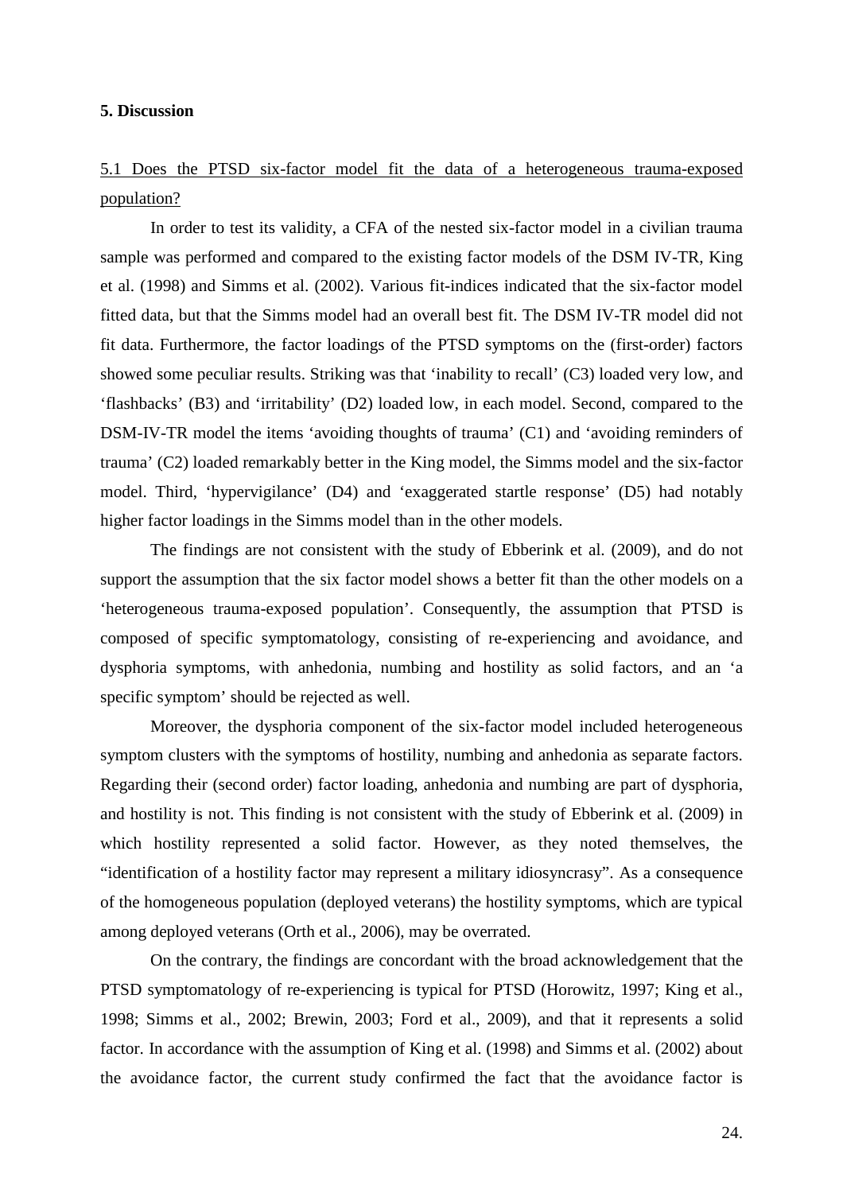## 5. Discussion

### 5.1 Does the PTSD six-factor model fit the data of a heterogeneous trauma-exposed population?

In order to test its validity, a CFA of the nested six-factor model in a civilian trauma sample was performed and compared to the existing factor models of the DSM IV-TR, King et al. (1998) and Simms et al. (2002). Various fit-indices indicated that the six-factor model fitted data, but that the Simms model had an overall best fit. The DSM IV-TR model did not fit data. Furthermore, the factor loadings of the PTSD symptoms on the (first-order) factors showed some peculiar results. Striking was that 'inability to recall' (C3) loaded very low, and 'flashbacks' (B3) and 'irritability' (D2) loaded low, in each model. Second, compared to the DSM-IV-TR model the items 'avoiding thoughts of trauma' (C1) and 'avoiding reminders of trauma' (C2) loaded remarkably better in the King model, the Simms model and the six-factor model. Third, 'hypervigilance' (D4) and 'exaggerated startle response' (D5) had notably higher factor loadings in the Simms model than in the other models.

The findings are not consistent with the study of Ebberink et al. (2009), and do not support the assumption that the six factor model shows a better fit than the other models on a 'heterogeneous trauma-exposed population'. Consequently, the assumption that PTSD is composed of specific symptomatology, consisting of re-experiencing and avoidance, and dysphoria symptoms, with anhedonia, numbing and hostility as solid factors, and an 'a specific symptom' should be rejected as well.

Moreover, the dysphoria component of the six-factor model included heterogeneous symptom clusters with the symptoms of hostility, numbing and anhedonia as separate factors. Regarding their (second order) factor loading, anhedonia and numbing are part of dysphoria, and hostility is not. This finding is not consistent with the study of Ebberink et al. (2009) in which hostility represented a solid factor. However, as they noted themselves, the "identification of a hostility factor may represent a military idiosyncrasy". As a consequence of the homogeneous population (deployed veterans) the hostility symptoms, which are typical among deployed veterans (Orth et al., 2006), may be overrated.

On the contrary, the findings are concordant with the broad acknowledgement that the PTSD symptomatology of re-experiencing is typical for PTSD (Horowitz, 1997; King et al., 1998; Simms et al., 2002; Brewin, 2003; Ford et al., 2009), and that it represents a solid factor. In accordance with the assumption of King et al. (1998) and Simms et al. (2002) about the avoidance factor, the current study confirmed the fact that the avoidance factor is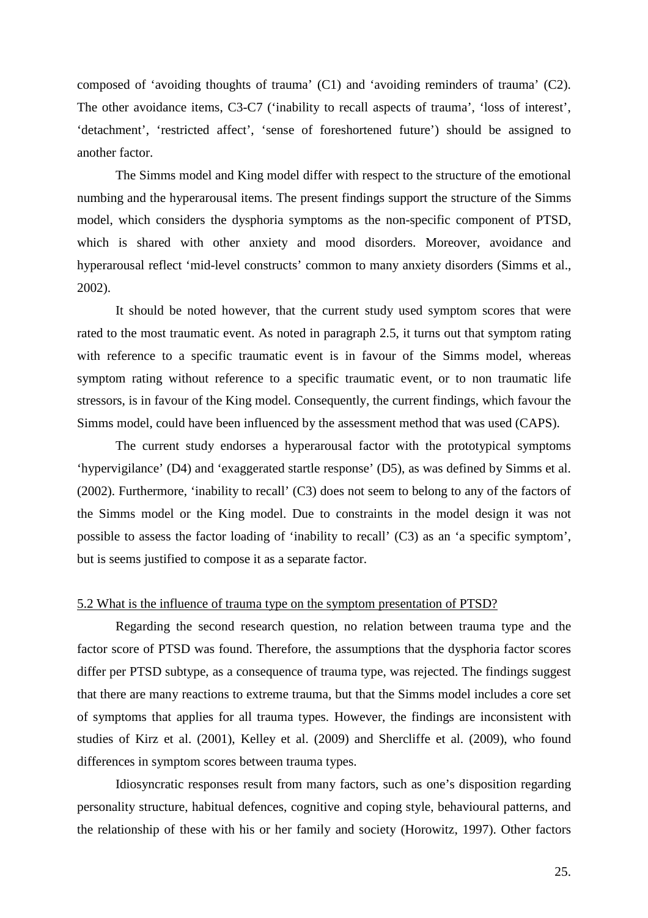composed of 'avoiding thoughts of trauma' (C1) and 'avoiding reminders of trauma' (C2). The other avoidance items, C3-C7 ('inability to recall aspects of trauma', 'loss of interest', 'detachment', 'restricted affect', 'sense of foreshortened future') should be assigned to another factor.

The Simms model and King model differ with respect to the structure of the emotional numbing and the hyperarousal items. The present findings support the structure of the Simms model, which considers the dysphoria symptoms as the non-specific component of PTSD, which is shared with other anxiety and mood disorders. Moreover, avoidance and hyperarousal reflect 'mid-level constructs' common to many anxiety disorders (Simms et al., 2002).

It should be noted however, that the current study used symptom scores that were rated to the most traumatic event. As noted in paragraph 2.5, it turns out that symptom rating with reference to a specific traumatic event is in favour of the Simms model, whereas symptom rating without reference to a specific traumatic event, or to non traumatic life stressors, is in favour of the King model. Consequently, the current findings, which favour the Simms model, could have been influenced by the assessment method that was used (CAPS).

The current study endorses a hyperarousal factor with the prototypical symptoms 'hypervigilance' (D4) and 'exaggerated startle response' (D5), as was defined by Simms et al. (2002). Furthermore, 'inability to recall' (C3) does not seem to belong to any of the factors of the Simms model or the King model. Due to constraints in the model design it was not possible to assess the factor loading of 'inability to recall' (C3) as an 'a specific symptom', but is seems justified to compose it as a separate factor.

### 5.2 What is the influence of trauma type on the symptom presentation of PTSD?

Regarding the second research question, no relation between trauma type and the factor score of PTSD was found. Therefore, the assumptions that the dysphoria factor scores differ per PTSD subtype, as a consequence of trauma type, was rejected. The findings suggest that there are many reactions to extreme trauma, but that the Simms model includes a core set of symptoms that applies for all trauma types. However, the findings are inconsistent with studies of Kirz et al. (2001), Kelley et al. (2009) and Shercliffe et al. (2009), who found differences in symptom scores between trauma types.

Idiosyncratic responses result from many factors, such as one's disposition regarding personality structure, habitual defences, cognitive and coping style, behavioural patterns, and the relationship of these with his or her family and society (Horowitz, 1997). Other factors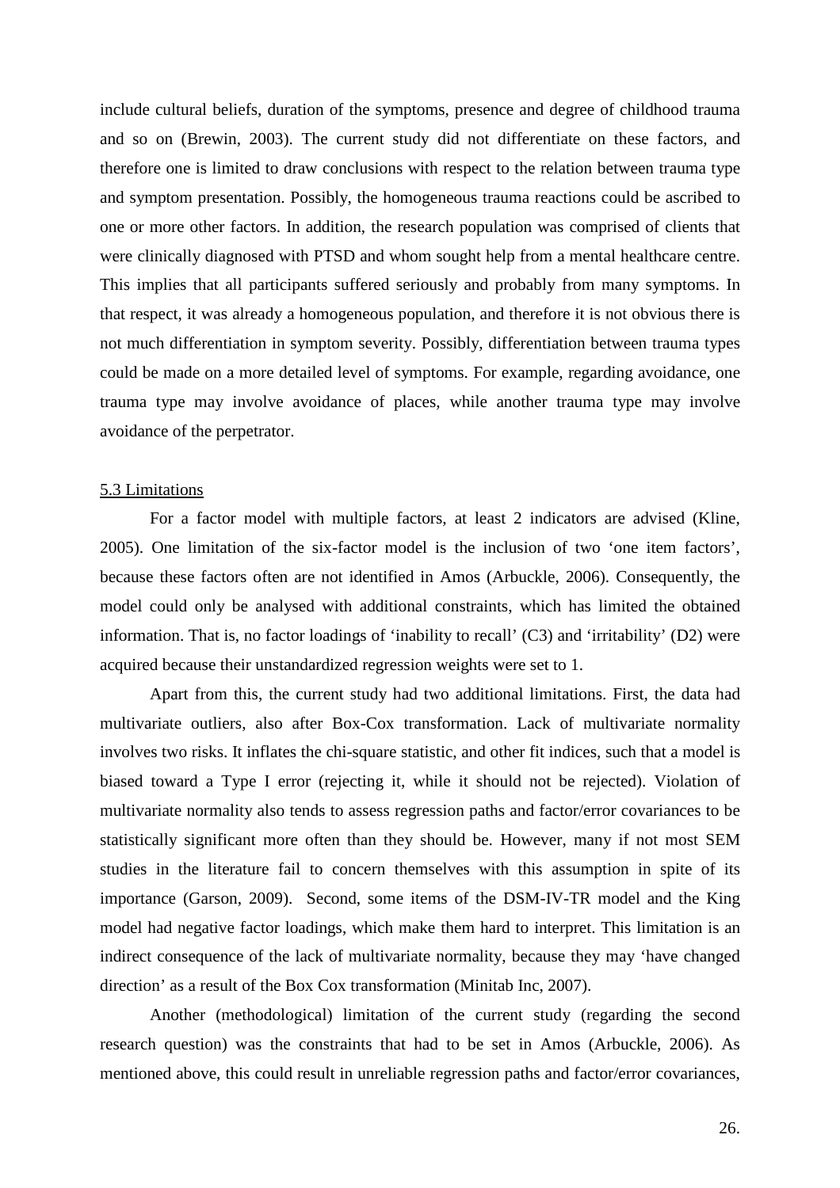include cultural beliefs, duration of the symptoms, presence and degree of childhood trauma and so on (Brewin, 2003). The current study did not differentiate on these factors, and therefore one is limited to draw conclusions with respect to the relation between trauma type and symptom presentation. Possibly, the homogeneous trauma reactions could be ascribed to one or more other factors. In addition, the research population was comprised of clients that were clinically diagnosed with PTSD and whom sought help from a mental healthcare centre. This implies that all participants suffered seriously and probably from many symptoms. In that respect, it was already a homogeneous population, and therefore it is not obvious there is not much differentiation in symptom severity. Possibly, differentiation between trauma types could be made on a more detailed level of symptoms. For example, regarding avoidance, one trauma type may involve avoidance of places, while another trauma type may involve avoidance of the perpetrator.

### 5.3 Limitations

For a factor model with multiple factors, at least 2 indicators are advised (Kline, 2005). One limitation of the six-factor model is the inclusion of two 'one item factors', because these factors often are not identified in Amos (Arbuckle, 2006). Consequently, the model could only be analysed with additional constraints, which has limited the obtained information. That is, no factor loadings of 'inability to recall' (C3) and 'irritability' (D2) were acquired because their unstandardized regression weights were set to 1.

Apart from this, the current study had two additional limitations. First, the data had multivariate outliers, also after Box-Cox transformation. Lack of multivariate normality involves two risks. It inflates the chi-square statistic, and other fit indices, such that a model is biased toward a Type I error (rejecting it, while it should not be rejected). Violation of multivariate normality also tends to assess regression paths and factor/error covariances to be statistically significant more often than they should be. However, many if not most SEM studies in the literature fail to concern themselves with this assumption in spite of its importance (Garson, 2009). Second, some items of the DSM-IV-TR model and the King model had negative factor loadings, which make them hard to interpret. This limitation is an indirect consequence of the lack of multivariate normality, because they may 'have changed direction' as a result of the Box Cox transformation (Minitab Inc, 2007).

Another (methodological) limitation of the current study (regarding the second research question) was the constraints that had to be set in Amos (Arbuckle, 2006). As mentioned above, this could result in unreliable regression paths and factor/error covariances,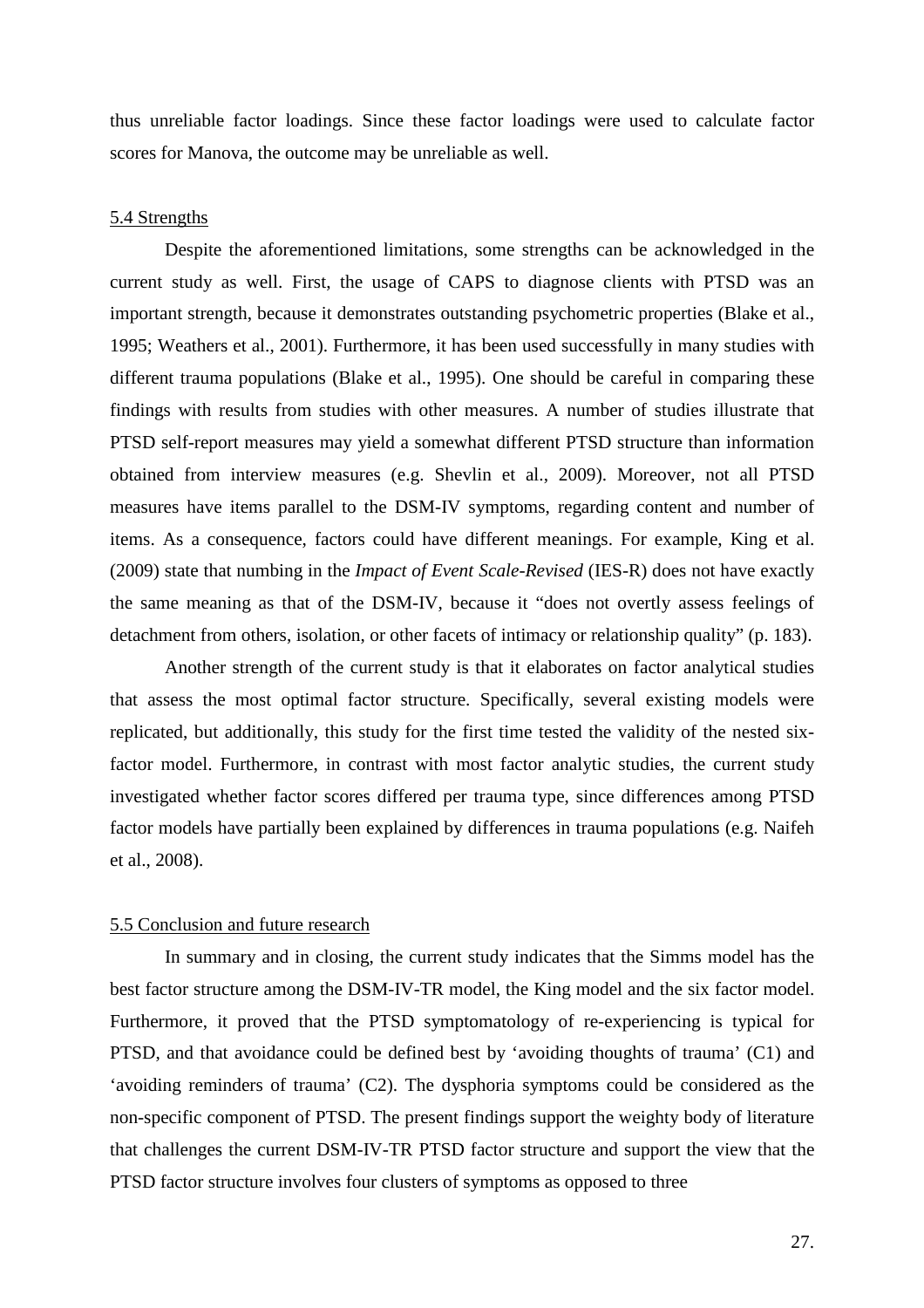thus unreliable factor loadings. Since these factor loadings were used to calculate factor scores for Manova, the outcome may be unreliable as well.

### 5.4 Strengths

Despite the aforementioned limitations, some strengths can be acknowledged in the current study as well. First, the usage of CAPS to diagnose clients with PTSD was an important strength, because it demonstrates outstanding psychometric properties (Blake et al., 1995; Weathers et al., 2001). Furthermore, it has been used successfully in many studies with different trauma populations (Blake et al., 1995). One should be careful in comparing these findings with results from studies with other measures. A number of studies illustrate that PTSD self-report measures may yield a somewhat different PTSD structure than information obtained from interview measures (e.g. Shevlin et al., 2009). Moreover, not all PTSD measures have items parallel to the DSM-IV symptoms, regarding content and number of items. As a consequence, factors could have different meanings. For example, King et al. (2009) state that numbing in the *Impact of Event Scale-Revised* (IES-R) does not have exactly the same meaning as that of the DSM-IV, because it "does not overtly assess feelings of detachment from others, isolation, or other facets of intimacy or relationship quality" (p. 183).

Another strength of the current study is that it elaborates on factor analytical studies that assess the most optimal factor structure. Specifically, several existing models were replicated, but additionally, this study for the first time tested the validity of the nested six-factor model. Furthermore, in contrast with most factor analytic studies, the current study investigated whether factor scores differed per trauma type, since differences among PTSD factor models have partially been explained by differences in trauma populations (e.g. Naifeh et al., 2008).

### 5.5 Conclusion and future research

In summary and in closing, the current study indicates that the Simms model has the best factor structure among the DSM-IV-TR model, the King model and the six factor model. Furthermore, it proved that the PTSD symptomatology of re-experiencing is typical for PTSD, and that avoidance could be defined best by 'avoiding thoughts of trauma' (C1) and 'avoiding reminders of trauma' (C2). The dysphoria symptoms could be considered as the non-specific component of PTSD. The present findings support the weighty body of literature that challenges the current DSM-IV-TR PTSD factor structure and support the view that the PTSD factor structure involves four clusters of symptoms as opposed to three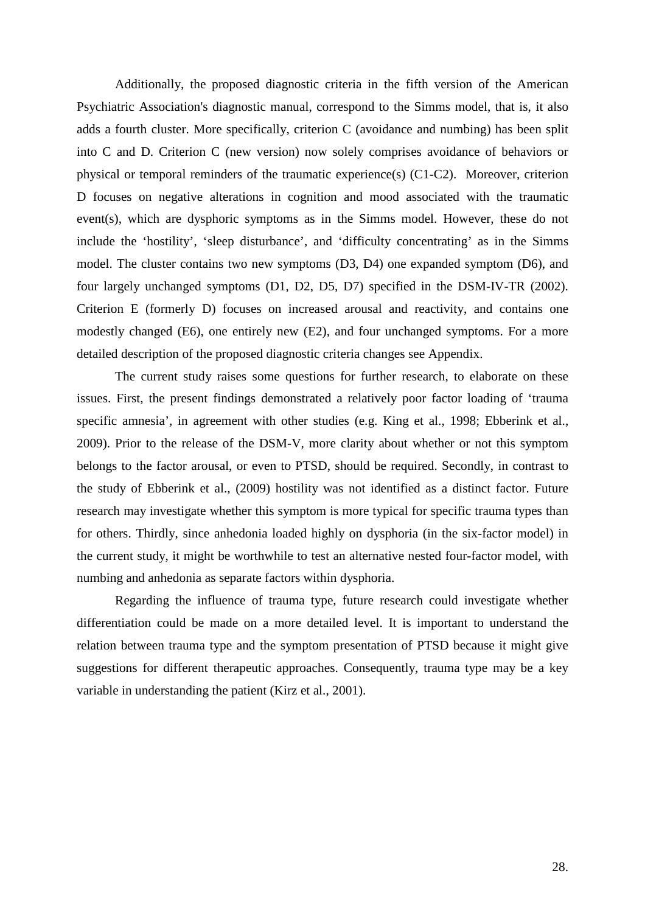Additionally, the proposed diagnostic criteria in the fifth version of the American Psychiatric Association's diagnostic manual, correspond to the Simms model, that is, it also adds a fourth cluster. More specifically, criterion C (avoidance and numbing) has been split into C and D. Criterion C (new version) now solely comprises avoidance of behaviors or physical or temporal reminders of the traumatic experience(s) (C1-C2). Moreover, criterion D focuses on negative alterations in cognition and mood associated with the traumatic event(s), which are dysphoric symptoms as in the Simms model. However, these do not include the 'hostility', 'sleep disturbance', and 'difficulty concentrating' as in the Simms model. The cluster contains two new symptoms (D3, D4) one expanded symptom (D6), and four largely unchanged symptoms (D1, D2, D5, D7) specified in the DSM-IV-TR (2002). Criterion E (formerly D) focuses on increased arousal and reactivity, and contains one modestly changed (E6), one entirely new (E2), and four unchanged symptoms. For a more detailed description of the proposed diagnostic criteria changes see Appendix.

The current study raises some questions for further research, to elaborate on these issues. First, the present findings demonstrated a relatively poor factor loading of 'trauma specific amnesia', in agreement with other studies (e.g. King et al., 1998; Ebberink et al., 2009). Prior to the release of the DSM-V, more clarity about whether or not this symptom belongs to the factor arousal, or even to PTSD, should be required. Secondly, in contrast to the study of Ebberink et al., (2009) hostility was not identified as a distinct factor. Future research may investigate whether this symptom is more typical for specific trauma types than for others. Thirdly, since anhedonia loaded highly on dysphoria (in the six-factor model) in the current study, it might be worthwhile to test an alternative nested four-factor model, with numbing and anhedonia as separate factors within dysphoria.

Regarding the influence of trauma type, future research could investigate whether differentiation could be made on a more detailed level. It is important to understand the relation between trauma type and the symptom presentation of PTSD because it might give suggestions for different therapeutic approaches. Consequently, trauma type may be a key variable in understanding the patient (Kirz et al., 2001).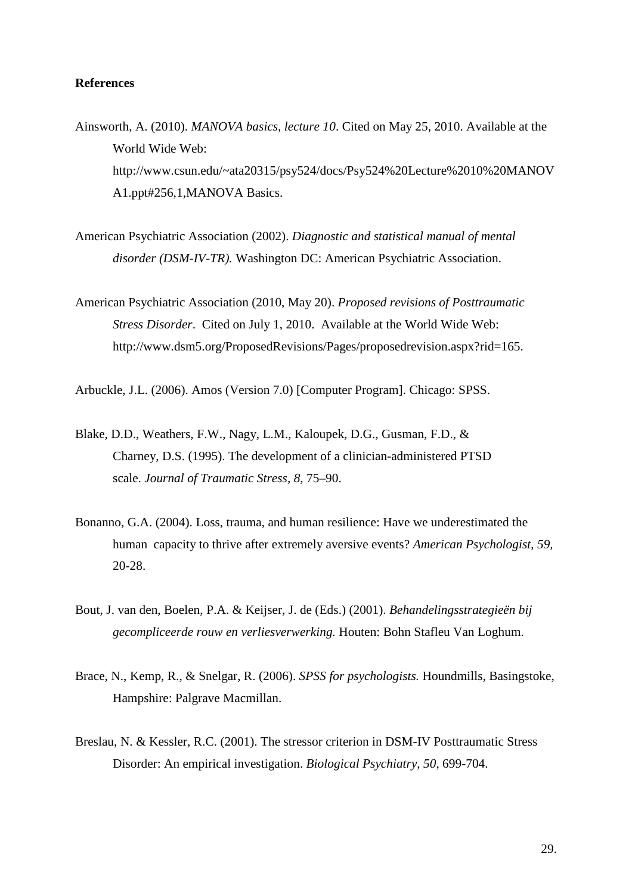**References**

Ainsworth, A. (2010). *MANOVA basics, lecture 10*. Cited on May 25, 2010. Available at the World Wide Web: http://www.csun.edu/~ata20315/psy524/docs/Psy524%20Lecture%2010%20MANOVA1.ppt#256,1,MANOVA Basics.

American Psychiatric Association (2002). *Diagnostic and statistical manual of mental disorder (DSM-IV-TR).* Washington DC: American Psychiatric Association.

American Psychiatric Association (2010, May 20). *Proposed revisions of Posttraumatic Stress Disorder*. Cited on July 1, 2010. Available at the World Wide Web: http://www.dsm5.org/ProposedRevisions/Pages/proposedrevision.aspx?rid=165.

Arbuckle, J.L. (2006). Amos (Version 7.0) [Computer Program]. Chicago: SPSS.

Blake, D.D., Weathers, F.W., Nagy, L.M., Kaloupek, D.G., Gusman, F.D., & Charney, D.S. (1995). The development of a clinician-administered PTSD scale. *Journal of Traumatic Stress, 8*, 75–90.

Bonanno, G.A. (2004). Loss, trauma, and human resilience: Have we underestimated the human capacity to thrive after extremely aversive events? *American Psychologist, 59,* 20-28.

Bout, J. van den, Boelen, P.A. & Keijser, J. de (Eds.) (2001). *Behandelingsstrategieën bij gecompliceerde rouw en verliesverwerking.* Houten: Bohn Stafleu Van Loghum.

Brace, N., Kemp, R., & Snelgar, R. (2006). *SPSS for psychologists.* Houndmills, Basingstoke, Hampshire: Palgrave Macmillan.

Breslau, N. & Kessler, R.C. (2001). The stressor criterion in DSM-IV Posttraumatic Stress Disorder: An empirical investigation. *Biological Psychiatry, 50,* 699-704.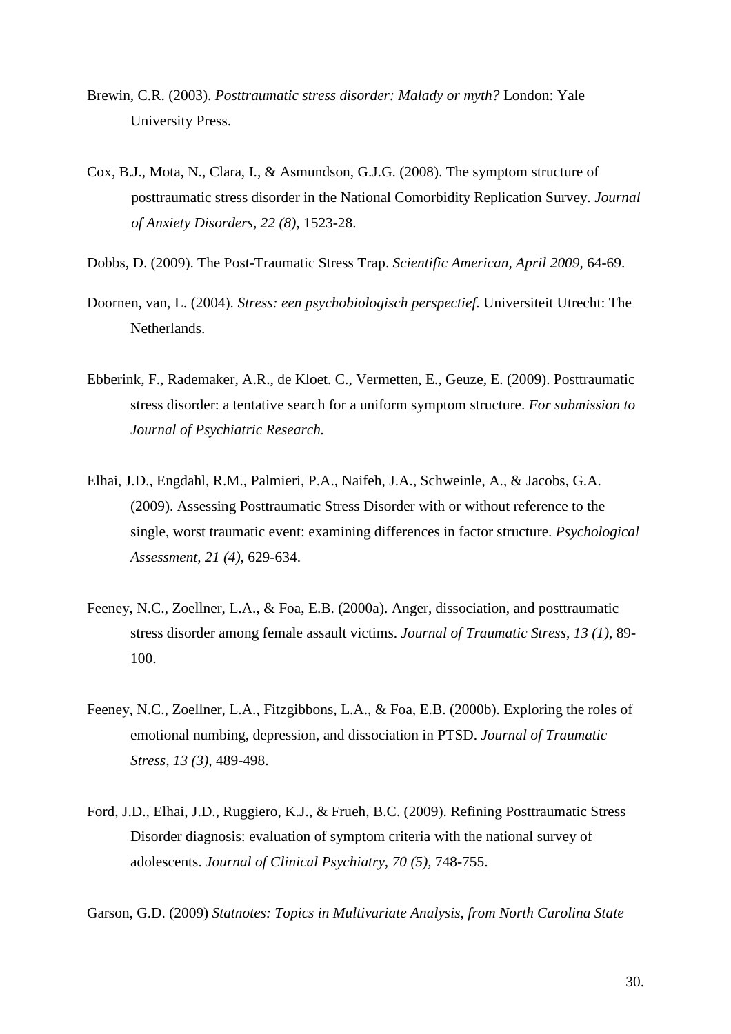Brewin, C.R. (2003). *Posttraumatic stress disorder: Malady or myth?* London: Yale University Press.

Cox, B.J., Mota, N., Clara, I., & Asmundson, G.J.G. (2008). The symptom structure of posttraumatic stress disorder in the National Comorbidity Replication Survey. *Journal of Anxiety Disorders, 22 (8),* 1523-28.

Dobbs, D. (2009). The Post-Traumatic Stress Trap. *Scientific American, April 2009*, 64-69.

Doornen, van, L. (2004). *Stress: een psychobiologisch perspectief.* Universiteit Utrecht: The Netherlands.

Ebberink, F., Rademaker, A.R., de Kloet. C., Vermetten, E., Geuze, E. (2009). Posttraumatic stress disorder: a tentative search for a uniform symptom structure. *For submission to Journal of Psychiatric Research.*

Elhai, J.D., Engdahl, R.M., Palmieri, P.A., Naifeh, J.A., Schweinle, A., & Jacobs, G.A. (2009). Assessing Posttraumatic Stress Disorder with or without reference to the single, worst traumatic event: examining differences in factor structure. *Psychological Assessment, 21 (4),* 629-634.

Feeney, N.C., Zoellner, L.A., & Foa, E.B. (2000a). Anger, dissociation, and posttraumatic stress disorder among female assault victims. *Journal of Traumatic Stress, 13 (1),* 89-100.

Feeney, N.C., Zoellner, L.A., Fitzgibbons, L.A., & Foa, E.B. (2000b). Exploring the roles of emotional numbing, depression, and dissociation in PTSD. *Journal of Traumatic Stress, 13 (3),* 489-498.

Ford, J.D., Elhai, J.D., Ruggiero, K.J., & Frueh, B.C. (2009). Refining Posttraumatic Stress Disorder diagnosis: evaluation of symptom criteria with the national survey of adolescents. *Journal of Clinical Psychiatry, 70 (5),* 748-755.

Garson, G.D. (2009) *Statnotes: Topics in Multivariate Analysis, from North Carolina State*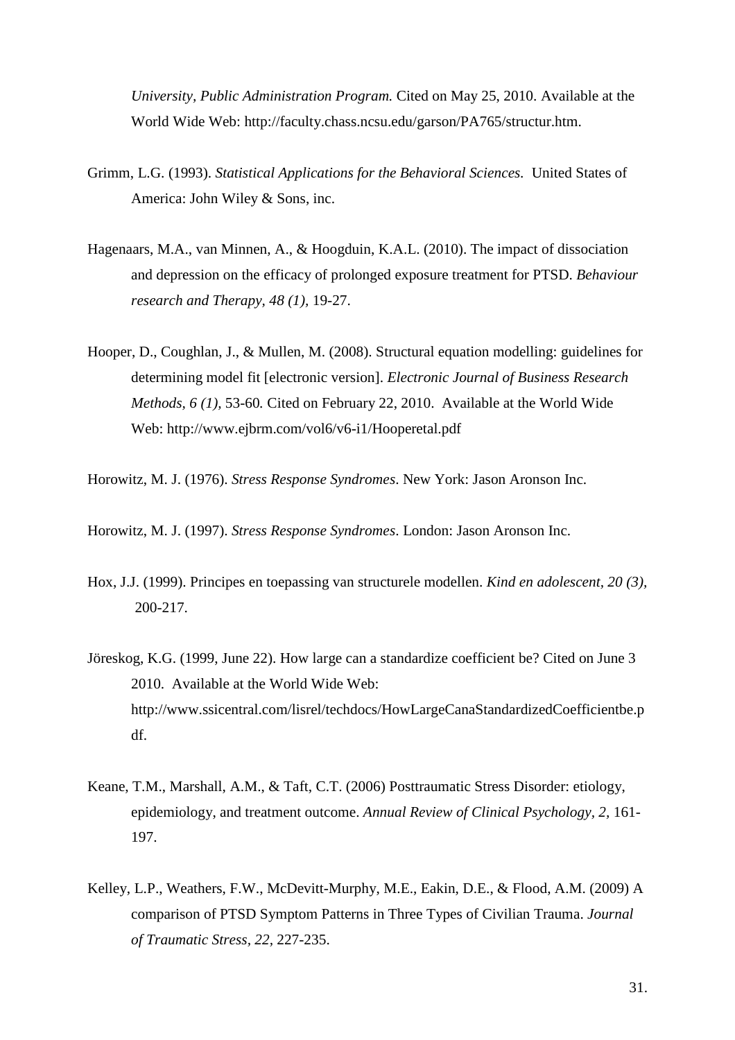*University, Public Administration Program.* Cited on May 25, 2010. Available at the World Wide Web: http://faculty.chass.ncsu.edu/garson/PA765/structur.htm.

Grimm, L.G. (1993). *Statistical Applications for the Behavioral Sciences.* United States of America: John Wiley & Sons, inc.

Hagenaars, M.A., van Minnen, A., & Hoogduin, K.A.L. (2010). The impact of dissociation and depression on the efficacy of prolonged exposure treatment for PTSD. *Behaviour research and Therapy, 48 (1),* 19-27.

Hooper, D., Coughlan, J., & Mullen, M. (2008). Structural equation modelling: guidelines for determining model fit [electronic version]. *Electronic Journal of Business Research Methods, 6 (1),* 53-60*.* Cited on February 22, 2010. Available at the World Wide Web: http://www.ejbrm.com/vol6/v6-i1/Hooperetal.pdf

Horowitz, M. J. (1976). *Stress Response Syndromes*. New York: Jason Aronson Inc.

Horowitz, M. J. (1997). *Stress Response Syndromes*. London: Jason Aronson Inc.

Hox, J.J. (1999). Principes en toepassing van structurele modellen. *Kind en adolescent, 20 (3),* 200-217.

Jöreskog, K.G. (1999, June 22). How large can a standardize coefficient be? Cited on June 3 2010. Available at the World Wide Web: http://www.ssicentral.com/lisrel/techdocs/HowLargeCanaStandardizedCoefficientbe.pdf.

Keane, T.M., Marshall, A.M., & Taft, C.T. (2006) Posttraumatic Stress Disorder: etiology, epidemiology, and treatment outcome. *Annual Review of Clinical Psychology, 2,* 161-197.

Kelley, L.P., Weathers, F.W., McDevitt-Murphy, M.E., Eakin, D.E., & Flood, A.M. (2009) A comparison of PTSD Symptom Patterns in Three Types of Civilian Trauma. *Journal of Traumatic Stress, 22,* 227-235.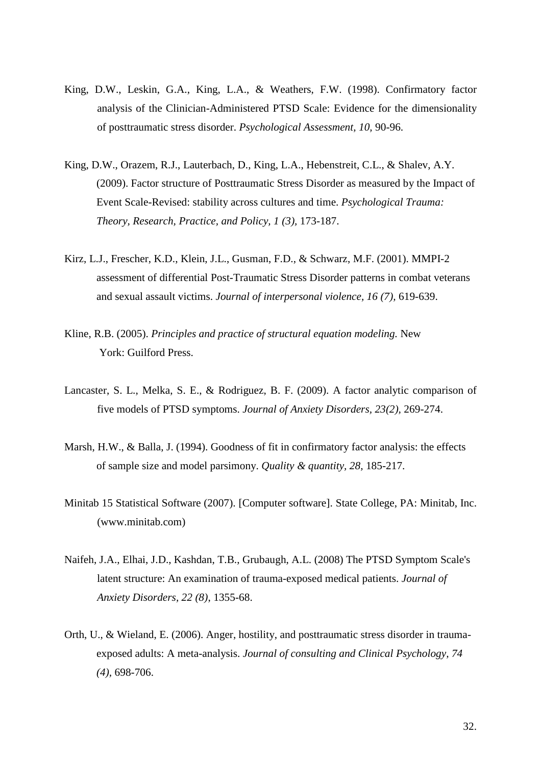King, D.W., Leskin, G.A., King, L.A., & Weathers, F.W. (1998). Confirmatory factor analysis of the Clinician-Administered PTSD Scale: Evidence for the dimensionality of posttraumatic stress disorder. *Psychological Assessment, 10,* 90-96.

King, D.W., Orazem, R.J., Lauterbach, D., King, L.A., Hebenstreit, C.L., & Shalev, A.Y. (2009). Factor structure of Posttraumatic Stress Disorder as measured by the Impact of Event Scale-Revised: stability across cultures and time. *Psychological Trauma: Theory, Research, Practice, and Policy, 1 (3),* 173-187.

Kirz, L.J., Frescher, K.D., Klein, J.L., Gusman, F.D., & Schwarz, M.F. (2001). MMPI-2 assessment of differential Post-Traumatic Stress Disorder patterns in combat veterans and sexual assault victims. *Journal of interpersonal violence, 16 (7),* 619-639.

Kline, R.B. (2005). *Principles and practice of structural equation modeling.* New York: Guilford Press.

Lancaster, S. L., Melka, S. E., & Rodriguez, B. F. (2009). A factor analytic comparison of five models of PTSD symptoms. *Journal of Anxiety Disorders, 23(2),* 269-274.

Marsh, H.W., & Balla, J. (1994). Goodness of fit in confirmatory factor analysis: the effects of sample size and model parsimony. *Quality & quantity, 28,* 185-217.

Minitab 15 Statistical Software (2007). [Computer software]. State College, PA: Minitab, Inc. (www.minitab.com)

Naifeh, J.A., Elhai, J.D., Kashdan, T.B., Grubaugh, A.L. (2008) The PTSD Symptom Scale's latent structure: An examination of trauma-exposed medical patients. *Journal of Anxiety Disorders, 22 (8)*, 1355-68.

Orth, U., & Wieland, E. (2006). Anger, hostility, and posttraumatic stress disorder in trauma-exposed adults: A meta-analysis. *Journal of consulting and Clinical Psychology, 74 (4)*, 698-706.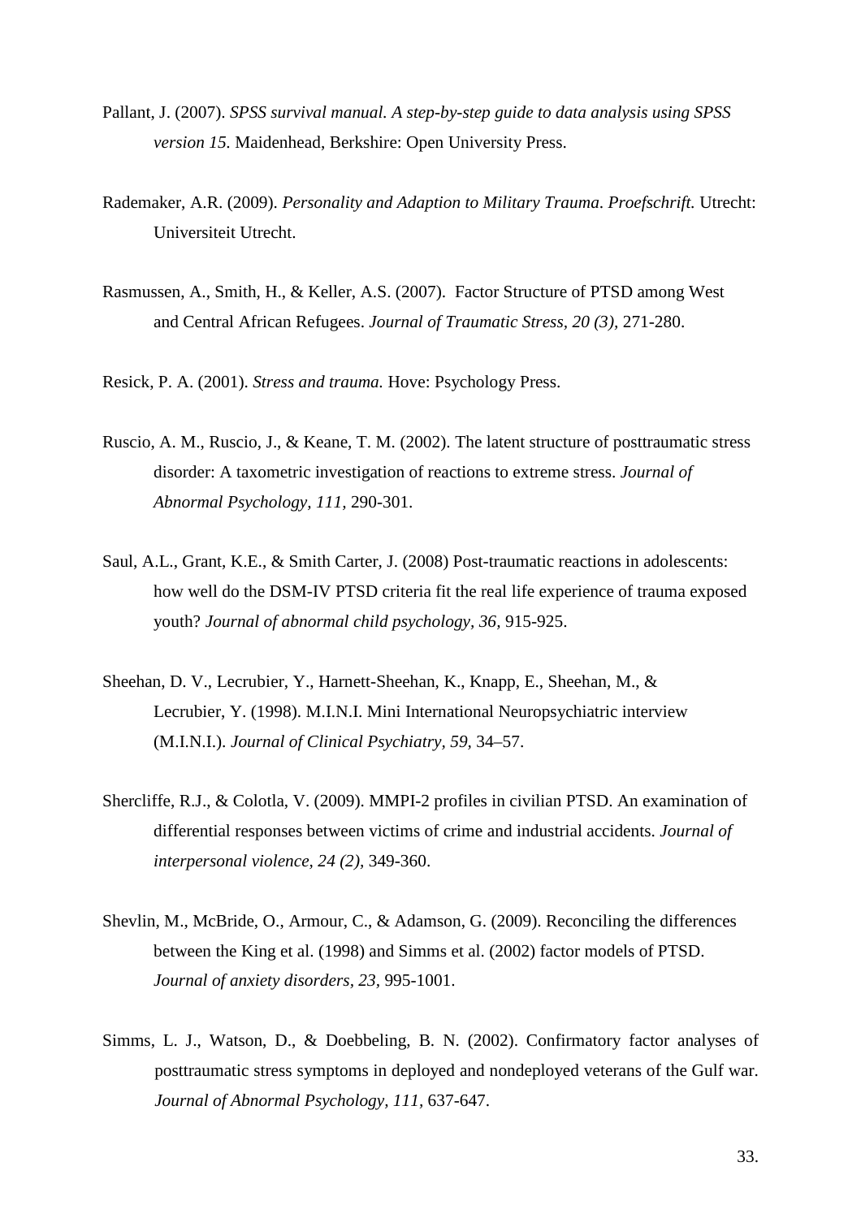Pallant, J. (2007). *SPSS survival manual. A step-by-step guide to data analysis using SPSS version 15*. Maidenhead, Berkshire: Open University Press.

Rademaker, A.R. (2009). *Personality and Adaption to Military Trauma*. *Proefschrift.* Utrecht: Universiteit Utrecht.

Rasmussen, A., Smith, H., & Keller, A.S. (2007). Factor Structure of PTSD among West and Central African Refugees. *Journal of Traumatic Stress, 20 (3),* 271-280.

Resick, P. A. (2001). *Stress and trauma.* Hove: Psychology Press.

Ruscio, A. M., Ruscio, J., & Keane, T. M. (2002). The latent structure of posttraumatic stress disorder: A taxometric investigation of reactions to extreme stress. *Journal of Abnormal Psychology, 111,* 290-301.

Saul, A.L., Grant, K.E., & Smith Carter, J. (2008) Post-traumatic reactions in adolescents: how well do the DSM-IV PTSD criteria fit the real life experience of trauma exposed youth? *Journal of abnormal child psychology, 36,* 915-925.

Sheehan, D. V., Lecrubier, Y., Harnett-Sheehan, K., Knapp, E., Sheehan, M., & Lecrubier, Y. (1998). M.I.N.I. Mini International Neuropsychiatric interview (M.I.N.I.). *Journal of Clinical Psychiatry, 59,* 34–57.

Shercliffe, R.J., & Colotla, V. (2009). MMPI-2 profiles in civilian PTSD. An examination of differential responses between victims of crime and industrial accidents. *Journal of interpersonal violence, 24 (2),* 349-360.

Shevlin, M., McBride, O., Armour, C., & Adamson, G. (2009). Reconciling the differences between the King et al. (1998) and Simms et al. (2002) factor models of PTSD. *Journal of anxiety disorders, 23,* 995-1001.

Simms, L. J., Watson, D., & Doebbeling, B. N. (2002). Confirmatory factor analyses of posttraumatic stress symptoms in deployed and nondeployed veterans of the Gulf war. *Journal of Abnormal Psychology, 111,* 637-647.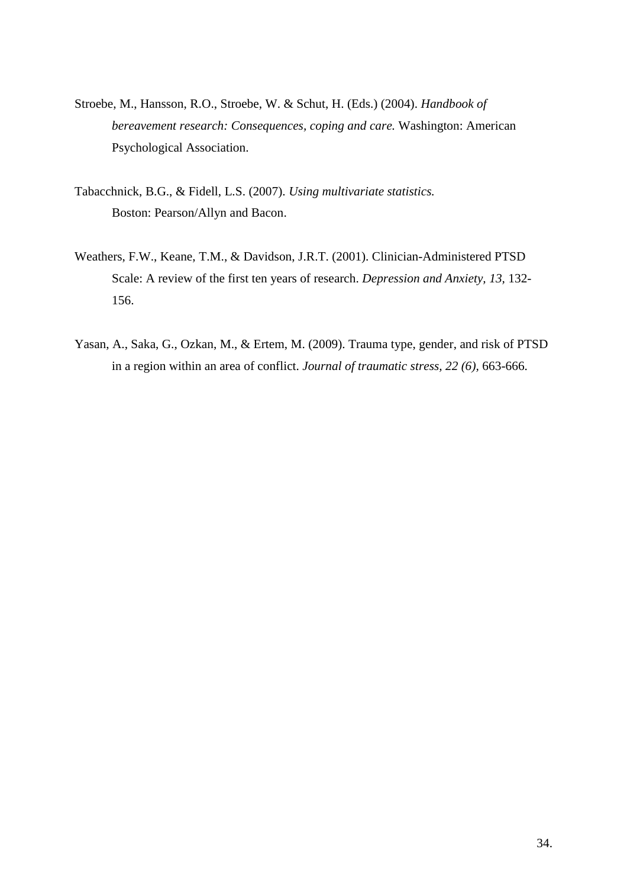Stroebe, M., Hansson, R.O., Stroebe, W. & Schut, H. (Eds.) (2004). *Handbook of bereavement research: Consequences, coping and care.* Washington: American Psychological Association.

Tabacchnick, B.G., & Fidell, L.S. (2007). *Using multivariate statistics.* Boston: Pearson/Allyn and Bacon.

Weathers, F.W., Keane, T.M., & Davidson, J.R.T. (2001). Clinician-Administered PTSD Scale: A review of the first ten years of research. *Depression and Anxiety, 13*, 132-156.

Yasan, A., Saka, G., Ozkan, M., & Ertem, M. (2009). Trauma type, gender, and risk of PTSD in a region within an area of conflict. *Journal of traumatic stress, 22 (6),* 663-666.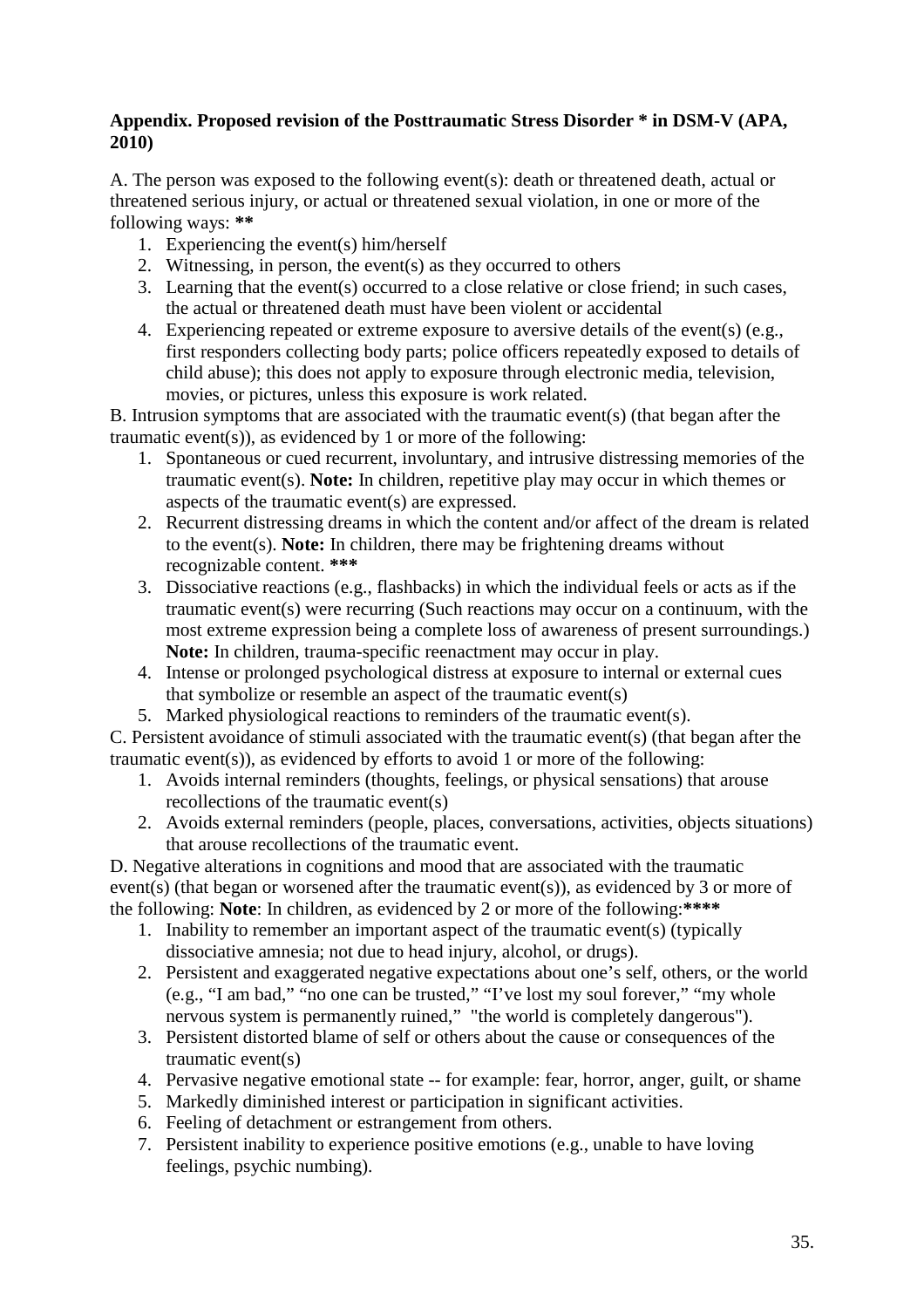**Appendix. Proposed revision of the Posttraumatic Stress Disorder * in DSM-V (APA, 2010)**

A. The person was exposed to the following event(s): death or threatened death, actual or threatened serious injury, or actual or threatened sexual violation, in one or more of the following ways: **

1. Experiencing the event(s) him/herself
2. Witnessing, in person, the event(s) as they occurred to others
3. Learning that the event(s) occurred to a close relative or close friend; in such cases, the actual or threatened death must have been violent or accidental
4. Experiencing repeated or extreme exposure to aversive details of the event(s) (e.g., first responders collecting body parts; police officers repeatedly exposed to details of child abuse); this does not apply to exposure through electronic media, television, movies, or pictures, unless this exposure is work related.

B. Intrusion symptoms that are associated with the traumatic event(s) (that began after the traumatic event(s)), as evidenced by 1 or more of the following:

1. Spontaneous or cued recurrent, involuntary, and intrusive distressing memories of the traumatic event(s). **Note:** In children, repetitive play may occur in which themes or aspects of the traumatic event(s) are expressed.
2. Recurrent distressing dreams in which the content and/or affect of the dream is related to the event(s). **Note:** In children, there may be frightening dreams without recognizable content. ***
3. Dissociative reactions (e.g., flashbacks) in which the individual feels or acts as if the traumatic event(s) were recurring (Such reactions may occur on a continuum, with the most extreme expression being a complete loss of awareness of present surroundings.) **Note:** In children, trauma-specific reenactment may occur in play.
4. Intense or prolonged psychological distress at exposure to internal or external cues that symbolize or resemble an aspect of the traumatic event(s)
5. Marked physiological reactions to reminders of the traumatic event(s).

C. Persistent avoidance of stimuli associated with the traumatic event(s) (that began after the traumatic event(s)), as evidenced by efforts to avoid 1 or more of the following:

1. Avoids internal reminders (thoughts, feelings, or physical sensations) that arouse recollections of the traumatic event(s)
2. Avoids external reminders (people, places, conversations, activities, objects situations) that arouse recollections of the traumatic event.

D. Negative alterations in cognitions and mood that are associated with the traumatic event(s) (that began or worsened after the traumatic event(s)), as evidenced by 3 or more of the following: **Note**: In children, as evidenced by 2 or more of the following:****

1. Inability to remember an important aspect of the traumatic event(s) (typically dissociative amnesia; not due to head injury, alcohol, or drugs).
2. Persistent and exaggerated negative expectations about one's self, others, or the world (e.g., "I am bad," "no one can be trusted," "I've lost my soul forever," "my whole nervous system is permanently ruined," "the world is completely dangerous").
3. Persistent distorted blame of self or others about the cause or consequences of the traumatic event(s)
4. Pervasive negative emotional state -- for example: fear, horror, anger, guilt, or shame
5. Markedly diminished interest or participation in significant activities.
6. Feeling of detachment or estrangement from others.
7. Persistent inability to experience positive emotions (e.g., unable to have loving feelings, psychic numbing).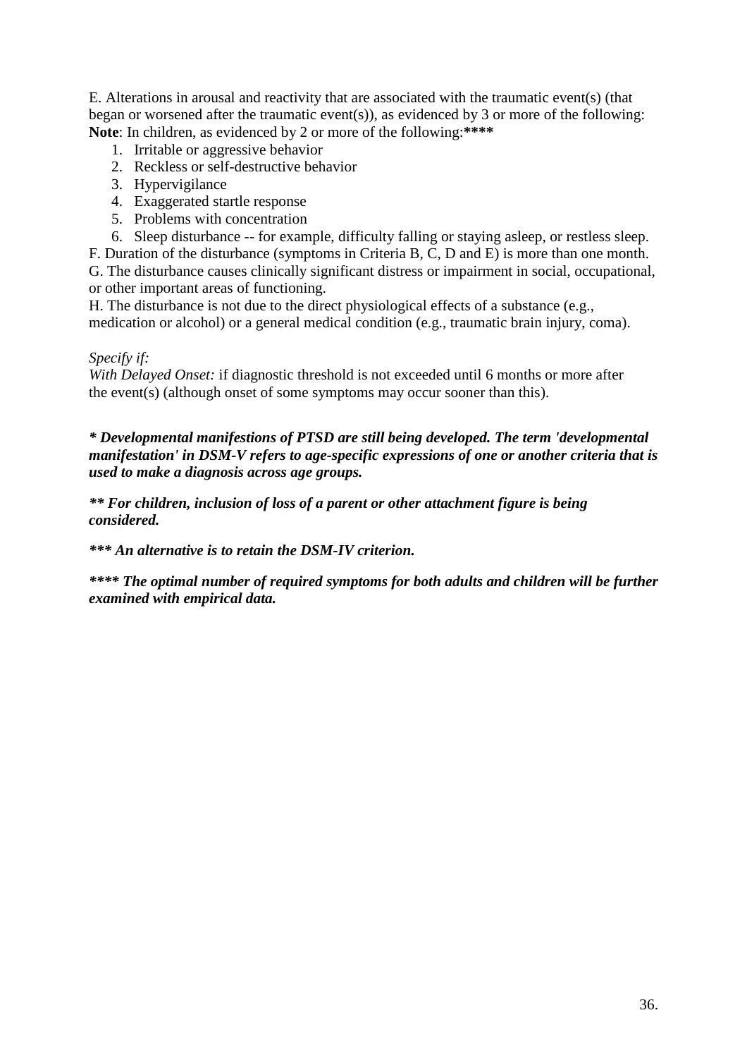E. Alterations in arousal and reactivity that are associated with the traumatic event(s) (that began or worsened after the traumatic event(s)), as evidenced by 3 or more of the following:
**Note**: In children, as evidenced by 2 or more of the following:****

1. Irritable or aggressive behavior
2. Reckless or self-destructive behavior
3. Hypervigilance
4. Exaggerated startle response
5. Problems with concentration
6. Sleep disturbance -- for example, difficulty falling or staying asleep, or restless sleep.

F. Duration of the disturbance (symptoms in Criteria B, C, D and E) is more than one month.
G. The disturbance causes clinically significant distress or impairment in social, occupational, or other important areas of functioning.
H. The disturbance is not due to the direct physiological effects of a substance (e.g., medication or alcohol) or a general medical condition (e.g., traumatic brain injury, coma).

*Specify if:*
*With Delayed Onset:* if diagnostic threshold is not exceeded until 6 months or more after the event(s) (although onset of some symptoms may occur sooner than this).

***\* Developmental manifestions of PTSD are still being developed. The term 'developmental manifestation' in DSM-V refers to age-specific expressions of one or another criteria that is used to make a diagnosis across age groups.***

***\*\* For children, inclusion of loss of a parent or other attachment figure is being considered.***

***\*\*\* An alternative is to retain the DSM-IV criterion.***

***\*\*\*\* The optimal number of required symptoms for both adults and children will be further examined with empirical data.***